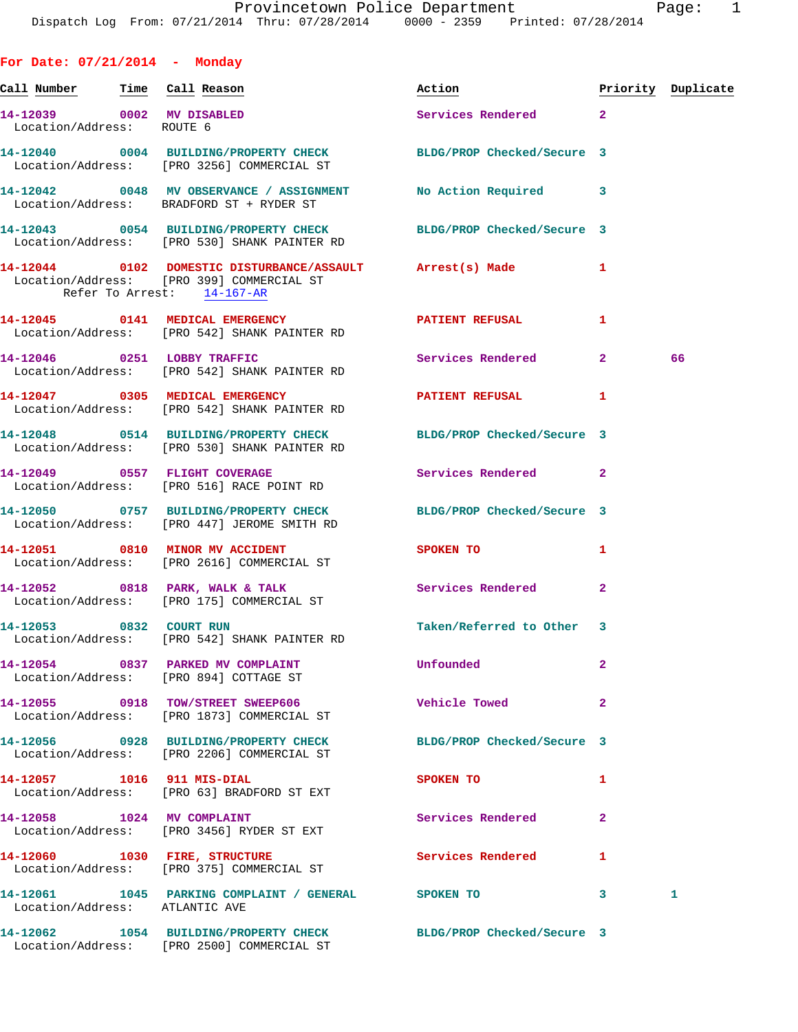Dispatch Log From: 07/21/2014 Thru: 07/28/2014 0000 - 2359 Printed: 07/28/2014

## For Date: 07/21/2014 - Monday

| Call Number | Time | Call Reason | Action | Priority | Duplicate |
|---|---|---|---|---|---|
| 14-12039 | 0002 | MV DISABLED | Services Rendered | 2 | |
| Location/Address: ROUTE 6 | | | | | |
| 14-12040 | 0004 | BUILDING/PROPERTY CHECK | BLDG/PROP Checked/Secure | 3 | |
| Location/Address: [PRO 3256] COMMERCIAL ST | | | | | |
| 14-12042 | 0048 | MV OBSERVANCE / ASSIGNMENT | No Action Required | 3 | |
| Location/Address: BRADFORD ST + RYDER ST | | | | | |
| 14-12043 | 0054 | BUILDING/PROPERTY CHECK | BLDG/PROP Checked/Secure | 3 | |
| Location/Address: [PRO 530] SHANK PAINTER RD | | | | | |
| 14-12044 | 0102 | DOMESTIC DISTURBANCE/ASSAULT | Arrest(s) Made | 1 | |
| Location/Address: [PRO 399] COMMERCIAL ST<br>Refer To Arrest: 14-167-AR | | | | | |
| 14-12045 | 0141 | MEDICAL EMERGENCY | PATIENT REFUSAL | 1 | |
| Location/Address: [PRO 542] SHANK PAINTER RD | | | | | |
| 14-12046 | 0251 | LOBBY TRAFFIC | Services Rendered | 2 | 66 |
| Location/Address: [PRO 542] SHANK PAINTER RD | | | | | |
| 14-12047 | 0305 | MEDICAL EMERGENCY | PATIENT REFUSAL | 1 | |
| Location/Address: [PRO 542] SHANK PAINTER RD | | | | | |
| 14-12048 | 0514 | BUILDING/PROPERTY CHECK | BLDG/PROP Checked/Secure | 3 | |
| Location/Address: [PRO 530] SHANK PAINTER RD | | | | | |
| 14-12049 | 0557 | FLIGHT COVERAGE | Services Rendered | 2 | |
| Location/Address: [PRO 516] RACE POINT RD | | | | | |
| 14-12050 | 0757 | BUILDING/PROPERTY CHECK | BLDG/PROP Checked/Secure | 3 | |
| Location/Address: [PRO 447] JEROME SMITH RD | | | | | |
| 14-12051 | 0810 | MINOR MV ACCIDENT | SPOKEN TO | 1 | |
| Location/Address: [PRO 2616] COMMERCIAL ST | | | | | |
| 14-12052 | 0818 | PARK, WALK & TALK | Services Rendered | 2 | |
| Location/Address: [PRO 175] COMMERCIAL ST | | | | | |
| 14-12053 | 0832 | COURT RUN | Taken/Referred to Other | 3 | |
| Location/Address: [PRO 542] SHANK PAINTER RD | | | | | |
| 14-12054 | 0837 | PARKED MV COMPLAINT | Unfounded | 2 | |
| Location/Address: [PRO 894] COTTAGE ST | | | | | |
| 14-12055 | 0918 | TOW/STREET SWEEP606 | Vehicle Towed | 2 | |
| Location/Address: [PRO 1873] COMMERCIAL ST | | | | | |
| 14-12056 | 0928 | BUILDING/PROPERTY CHECK | BLDG/PROP Checked/Secure | 3 | |
| Location/Address: [PRO 2206] COMMERCIAL ST | | | | | |
| 14-12057 | 1016 | 911 MIS-DIAL | SPOKEN TO | 1 | |
| Location/Address: [PRO 63] BRADFORD ST EXT | | | | | |
| 14-12058 | 1024 | MV COMPLAINT | Services Rendered | 2 | |
| Location/Address: [PRO 3456] RYDER ST EXT | | | | | |
| 14-12060 | 1030 | FIRE, STRUCTURE | Services Rendered | 1 | |
| Location/Address: [PRO 375] COMMERCIAL ST | | | | | |
| 14-12061 | 1045 | PARKING COMPLAINT / GENERAL | SPOKEN TO | 3 | 1 |
| Location/Address: ATLANTIC AVE | | | | | |
| 14-12062 | 1054 | BUILDING/PROPERTY CHECK | BLDG/PROP Checked/Secure | 3 | |
| Location/Address: [PRO 2500] COMMERCIAL ST | | | | | |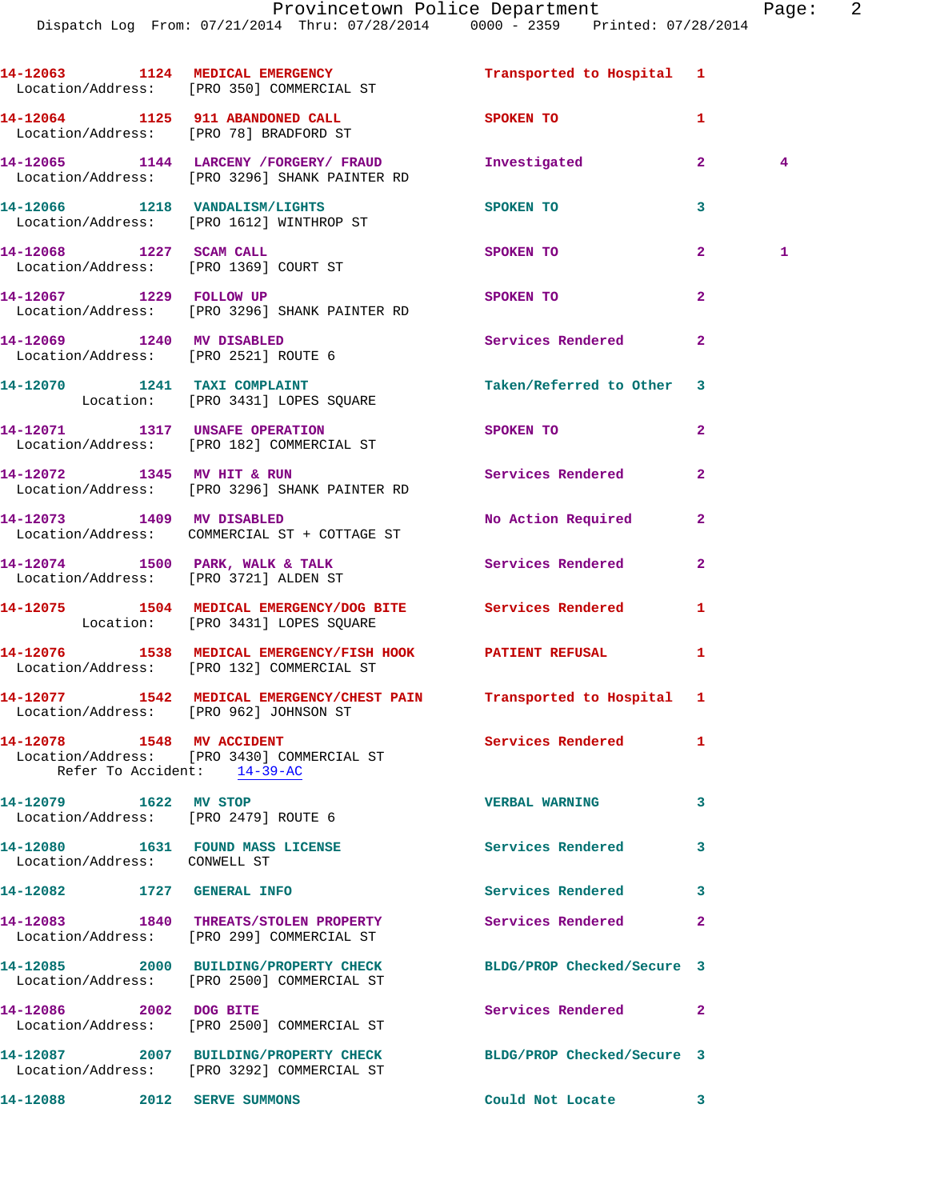14-12063 1124 MEDICAL EMERGENCY Transported to Hospital 1
Location/Address: [PRO 350] COMMERCIAL ST

14-12064 1125 911 ABANDONED CALL SPOKEN TO 1
Location/Address: [PRO 78] BRADFORD ST

14-12065 1144 LARCENY /FORGERY/ FRAUD Investigated 2 4
Location/Address: [PRO 3296] SHANK PAINTER RD

14-12066 1218 VANDALISM/LIGHTS SPOKEN TO 3
Location/Address: [PRO 1612] WINTHROP ST

14-12068 1227 SCAM CALL SPOKEN TO 2 1
Location/Address: [PRO 1369] COURT ST

14-12067 1229 FOLLOW UP SPOKEN TO 2
Location/Address: [PRO 3296] SHANK PAINTER RD

14-12069 1240 MV DISABLED Services Rendered 2
Location/Address: [PRO 2521] ROUTE 6

14-12070 1241 TAXI COMPLAINT Taken/Referred to Other 3
Location: [PRO 3431] LOPES SQUARE

14-12071 1317 UNSAFE OPERATION SPOKEN TO 2
Location/Address: [PRO 182] COMMERCIAL ST

14-12072 1345 MV HIT & RUN Services Rendered 2
Location/Address: [PRO 3296] SHANK PAINTER RD

14-12073 1409 MV DISABLED No Action Required 2
Location/Address: COMMERCIAL ST + COTTAGE ST

14-12074 1500 PARK, WALK & TALK Services Rendered 2
Location/Address: [PRO 3721] ALDEN ST

14-12075 1504 MEDICAL EMERGENCY/DOG BITE Services Rendered 1
Location: [PRO 3431] LOPES SQUARE

14-12076 1538 MEDICAL EMERGENCY/FISH HOOK PATIENT REFUSAL 1
Location/Address: [PRO 132] COMMERCIAL ST

14-12077 1542 MEDICAL EMERGENCY/CHEST PAIN Transported to Hospital 1
Location/Address: [PRO 962] JOHNSON ST

14-12078 1548 MV ACCIDENT Services Rendered 1
Location/Address: [PRO 3430] COMMERCIAL ST
Refer To Accident: 14-39-AC

14-12079 1622 MV STOP VERBAL WARNING 3
Location/Address: [PRO 2479] ROUTE 6

14-12080 1631 FOUND MASS LICENSE Services Rendered 3
Location/Address: CONWELL ST

14-12082 1727 GENERAL INFO Services Rendered 3

14-12083 1840 THREATS/STOLEN PROPERTY Services Rendered 2
Location/Address: [PRO 299] COMMERCIAL ST

14-12085 2000 BUILDING/PROPERTY CHECK BLDG/PROP Checked/Secure 3
Location/Address: [PRO 2500] COMMERCIAL ST

14-12086 2002 DOG BITE Services Rendered 2
Location/Address: [PRO 2500] COMMERCIAL ST

14-12087 2007 BUILDING/PROPERTY CHECK BLDG/PROP Checked/Secure 3
Location/Address: [PRO 3292] COMMERCIAL ST

14-12088 2012 SERVE SUMMONS Could Not Locate 3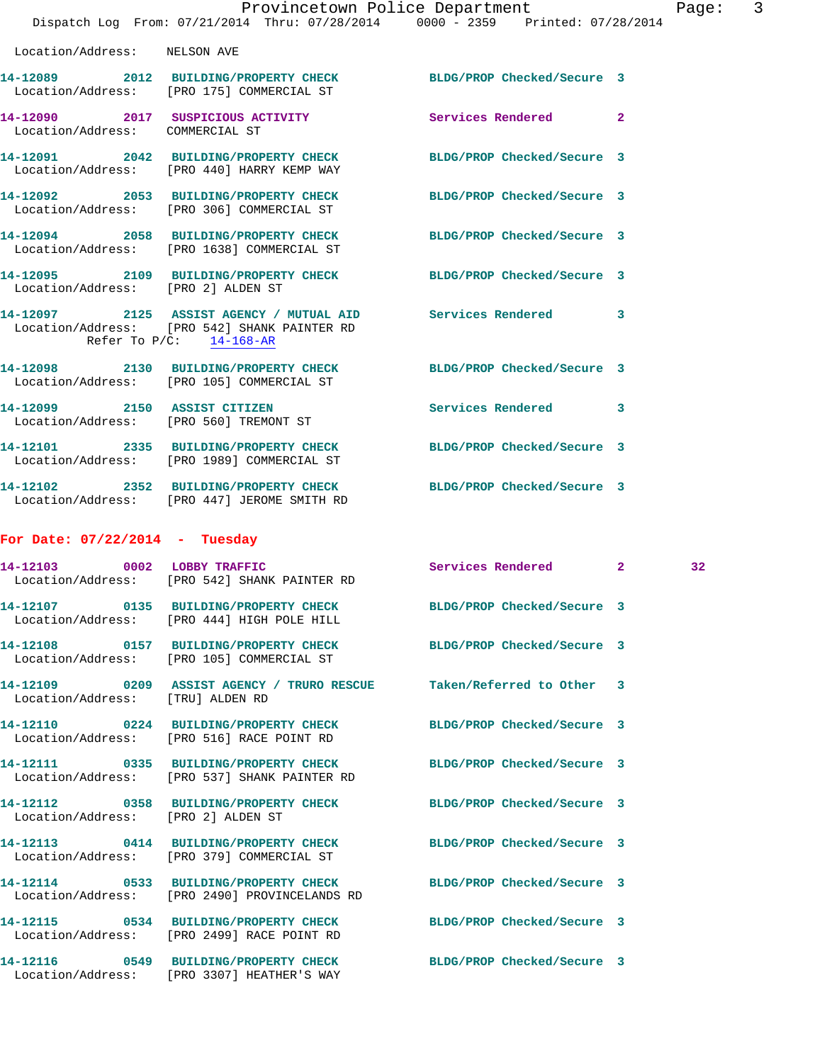Location/Address: NELSON AVE

**14-12089** 2012 **BUILDING/PROPERTY CHECK** BLDG/PROP Checked/Secure 3
Location/Address: [PRO 175] COMMERCIAL ST

**14-12090** 2017 **SUSPICIOUS ACTIVITY** Services Rendered 2
Location/Address: COMMERCIAL ST

**14-12091** 2042 **BUILDING/PROPERTY CHECK** BLDG/PROP Checked/Secure 3
Location/Address: [PRO 440] HARRY KEMP WAY

**14-12092** 2053 **BUILDING/PROPERTY CHECK** BLDG/PROP Checked/Secure 3
Location/Address: [PRO 306] COMMERCIAL ST

**14-12094** 2058 **BUILDING/PROPERTY CHECK** BLDG/PROP Checked/Secure 3
Location/Address: [PRO 1638] COMMERCIAL ST

**14-12095** 2109 **BUILDING/PROPERTY CHECK** BLDG/PROP Checked/Secure 3
Location/Address: [PRO 2] ALDEN ST

**14-12097** 2125 **ASSIST AGENCY / MUTUAL AID** Services Rendered 3
Location/Address: [PRO 542] SHANK PAINTER RD
Refer To P/C: 14-168-AR

**14-12098** 2130 **BUILDING/PROPERTY CHECK** BLDG/PROP Checked/Secure 3
Location/Address: [PRO 105] COMMERCIAL ST

**14-12099** 2150 **ASSIST CITIZEN** Services Rendered 3
Location/Address: [PRO 560] TREMONT ST

**14-12101** 2335 **BUILDING/PROPERTY CHECK** BLDG/PROP Checked/Secure 3
Location/Address: [PRO 1989] COMMERCIAL ST

**14-12102** 2352 **BUILDING/PROPERTY CHECK** BLDG/PROP Checked/Secure 3
Location/Address: [PRO 447] JEROME SMITH RD

## For Date: 07/22/2014 - Tuesday

**14-12103** 0002 **LOBBY TRAFFIC** Services Rendered 2 32
Location/Address: [PRO 542] SHANK PAINTER RD

**14-12107** 0135 **BUILDING/PROPERTY CHECK** BLDG/PROP Checked/Secure 3
Location/Address: [PRO 444] HIGH POLE HILL

**14-12108** 0157 **BUILDING/PROPERTY CHECK** BLDG/PROP Checked/Secure 3
Location/Address: [PRO 105] COMMERCIAL ST

**14-12109** 0209 **ASSIST AGENCY / TRURO RESCUE** Taken/Referred to Other 3
Location/Address: [TRU] ALDEN RD

**14-12110** 0224 **BUILDING/PROPERTY CHECK** BLDG/PROP Checked/Secure 3
Location/Address: [PRO 516] RACE POINT RD

**14-12111** 0335 **BUILDING/PROPERTY CHECK** BLDG/PROP Checked/Secure 3
Location/Address: [PRO 537] SHANK PAINTER RD

**14-12112** 0358 **BUILDING/PROPERTY CHECK** BLDG/PROP Checked/Secure 3
Location/Address: [PRO 2] ALDEN ST

**14-12113** 0414 **BUILDING/PROPERTY CHECK** BLDG/PROP Checked/Secure 3
Location/Address: [PRO 379] COMMERCIAL ST

**14-12114** 0533 **BUILDING/PROPERTY CHECK** BLDG/PROP Checked/Secure 3
Location/Address: [PRO 2490] PROVINCELANDS RD

**14-12115** 0534 **BUILDING/PROPERTY CHECK** BLDG/PROP Checked/Secure 3
Location/Address: [PRO 2499] RACE POINT RD

**14-12116** 0549 **BUILDING/PROPERTY CHECK** BLDG/PROP Checked/Secure 3
Location/Address: [PRO 3307] HEATHER'S WAY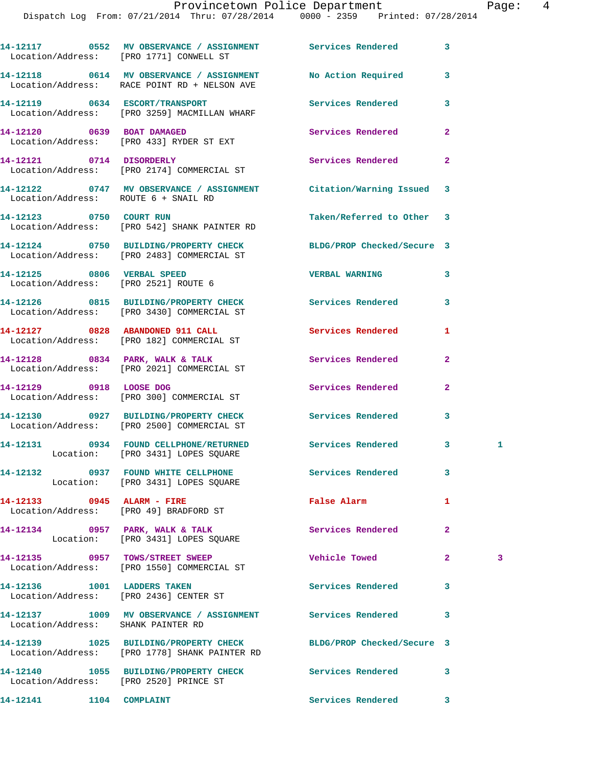14-12117 0552 MV OBSERVANCE / ASSIGNMENT Services Rendered 3
Location/Address: [PRO 1771] CONWELL ST

14-12118 0614 MV OBSERVANCE / ASSIGNMENT No Action Required 3
Location/Address: RACE POINT RD + NELSON AVE

14-12119 0634 ESCORT/TRANSPORT Services Rendered 3
Location/Address: [PRO 3259] MACMILLAN WHARF

14-12120 0639 BOAT DAMAGED Services Rendered 2
Location/Address: [PRO 433] RYDER ST EXT

14-12121 0714 DISORDERLY Services Rendered 2
Location/Address: [PRO 2174] COMMERCIAL ST

14-12122 0747 MV OBSERVANCE / ASSIGNMENT Citation/Warning Issued 3
Location/Address: ROUTE 6 + SNAIL RD

14-12123 0750 COURT RUN Taken/Referred to Other 3
Location/Address: [PRO 542] SHANK PAINTER RD

14-12124 0750 BUILDING/PROPERTY CHECK BLDG/PROP Checked/Secure 3
Location/Address: [PRO 2483] COMMERCIAL ST

14-12125 0806 VERBAL SPEED VERBAL WARNING 3
Location/Address: [PRO 2521] ROUTE 6

14-12126 0815 BUILDING/PROPERTY CHECK Services Rendered 3
Location/Address: [PRO 3430] COMMERCIAL ST

14-12127 0828 ABANDONED 911 CALL Services Rendered 1
Location/Address: [PRO 182] COMMERCIAL ST

14-12128 0834 PARK, WALK & TALK Services Rendered 2
Location/Address: [PRO 2021] COMMERCIAL ST

14-12129 0918 LOOSE DOG Services Rendered 2
Location/Address: [PRO 300] COMMERCIAL ST

14-12130 0927 BUILDING/PROPERTY CHECK Services Rendered 3
Location/Address: [PRO 2500] COMMERCIAL ST

14-12131 0934 FOUND CELLPHONE/RETURNED Services Rendered 3 1
Location: [PRO 3431] LOPES SQUARE

14-12132 0937 FOUND WHITE CELLPHONE Services Rendered 3
Location: [PRO 3431] LOPES SQUARE

14-12133 0945 ALARM - FIRE False Alarm 1
Location/Address: [PRO 49] BRADFORD ST

14-12134 0957 PARK, WALK & TALK Services Rendered 2
Location: [PRO 3431] LOPES SQUARE

14-12135 0957 TOWS/STREET SWEEP Vehicle Towed 2 3
Location/Address: [PRO 1550] COMMERCIAL ST

14-12136 1001 LADDERS TAKEN Services Rendered 3
Location/Address: [PRO 2436] CENTER ST

14-12137 1009 MV OBSERVANCE / ASSIGNMENT Services Rendered 3
Location/Address: SHANK PAINTER RD

14-12139 1025 BUILDING/PROPERTY CHECK BLDG/PROP Checked/Secure 3
Location/Address: [PRO 1778] SHANK PAINTER RD

14-12140 1055 BUILDING/PROPERTY CHECK Services Rendered 3
Location/Address: [PRO 2520] PRINCE ST

14-12141 1104 COMPLAINT Services Rendered 3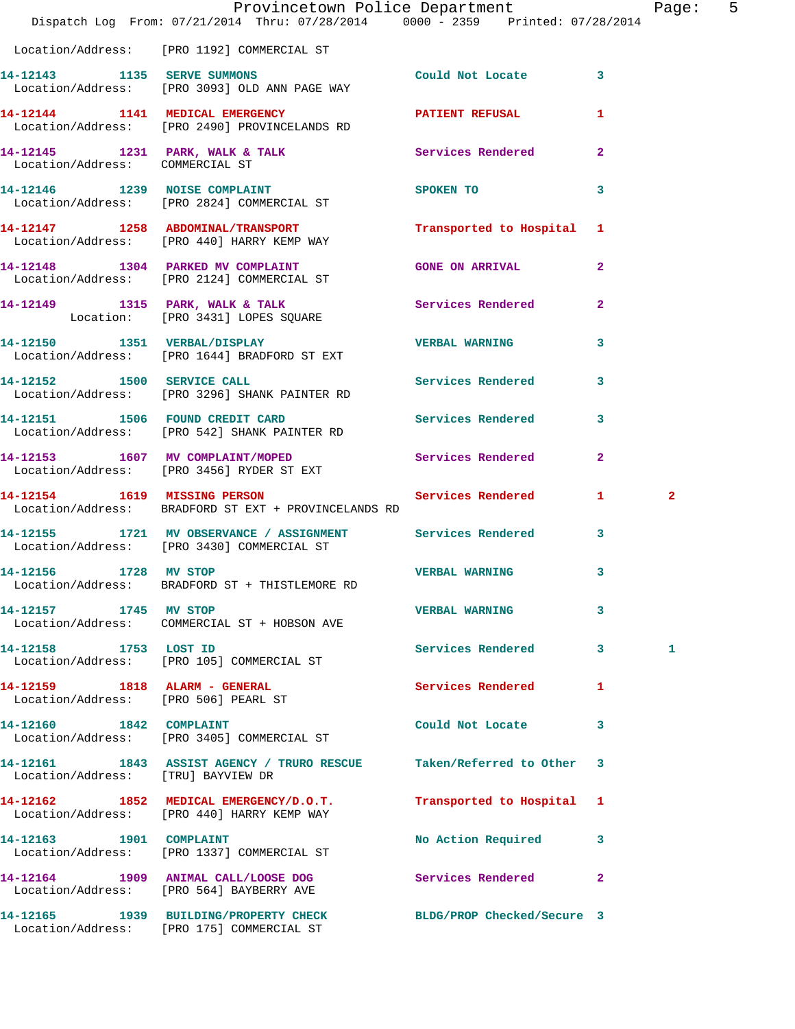Location/Address: [PRO 1192] COMMERCIAL ST

| Call # | Time | Call Reason | Action | Priority | |
|---|---|---|---|---|---|
| 14-12143 | 1135 | SERVE SUMMONS | Could Not Locate | 3 | |
| | | Location/Address: [PRO 3093] OLD ANN PAGE WAY | | | |
| 14-12144 | 1141 | MEDICAL EMERGENCY | PATIENT REFUSAL | 1 | |
| | | Location/Address: [PRO 2490] PROVINCELANDS RD | | | |
| 14-12145 | 1231 | PARK, WALK & TALK | Services Rendered | 2 | |
| | | Location/Address: COMMERCIAL ST | | | |
| 14-12146 | 1239 | NOISE COMPLAINT | SPOKEN TO | 3 | |
| | | Location/Address: [PRO 2824] COMMERCIAL ST | | | |
| 14-12147 | 1258 | ABDOMINAL/TRANSPORT | Transported to Hospital | 1 | |
| | | Location/Address: [PRO 440] HARRY KEMP WAY | | | |
| 14-12148 | 1304 | PARKED MV COMPLAINT | GONE ON ARRIVAL | 2 | |
| | | Location/Address: [PRO 2124] COMMERCIAL ST | | | |
| 14-12149 | 1315 | PARK, WALK & TALK | Services Rendered | 2 | |
| | | Location: [PRO 3431] LOPES SQUARE | | | |
| 14-12150 | 1351 | VERBAL/DISPLAY | VERBAL WARNING | 3 | |
| | | Location/Address: [PRO 1644] BRADFORD ST EXT | | | |
| 14-12152 | 1500 | SERVICE CALL | Services Rendered | 3 | |
| | | Location/Address: [PRO 3296] SHANK PAINTER RD | | | |
| 14-12151 | 1506 | FOUND CREDIT CARD | Services Rendered | 3 | |
| | | Location/Address: [PRO 542] SHANK PAINTER RD | | | |
| 14-12153 | 1607 | MV COMPLAINT/MOPED | Services Rendered | 2 | |
| | | Location/Address: [PRO 3456] RYDER ST EXT | | | |
| 14-12154 | 1619 | MISSING PERSON | Services Rendered | 1 | 2 |
| | | Location/Address: BRADFORD ST EXT + PROVINCELANDS RD | | | |
| 14-12155 | 1721 | MV OBSERVANCE / ASSIGNMENT | Services Rendered | 3 | |
| | | Location/Address: [PRO 3430] COMMERCIAL ST | | | |
| 14-12156 | 1728 | MV STOP | VERBAL WARNING | 3 | |
| | | Location/Address: BRADFORD ST + THISTLEMORE RD | | | |
| 14-12157 | 1745 | MV STOP | VERBAL WARNING | 3 | |
| | | Location/Address: COMMERCIAL ST + HOBSON AVE | | | |
| 14-12158 | 1753 | LOST ID | Services Rendered | 3 | 1 |
| | | Location/Address: [PRO 105] COMMERCIAL ST | | | |
| 14-12159 | 1818 | ALARM - GENERAL | Services Rendered | 1 | |
| | | Location/Address: [PRO 506] PEARL ST | | | |
| 14-12160 | 1842 | COMPLAINT | Could Not Locate | 3 | |
| | | Location/Address: [PRO 3405] COMMERCIAL ST | | | |
| 14-12161 | 1843 | ASSIST AGENCY / TRURO RESCUE | Taken/Referred to Other | 3 | |
| | | Location/Address: [TRU] BAYVIEW DR | | | |
| 14-12162 | 1852 | MEDICAL EMERGENCY/D.O.T. | Transported to Hospital | 1 | |
| | | Location/Address: [PRO 440] HARRY KEMP WAY | | | |
| 14-12163 | 1901 | COMPLAINT | No Action Required | 3 | |
| | | Location/Address: [PRO 1337] COMMERCIAL ST | | | |
| 14-12164 | 1909 | ANIMAL CALL/LOOSE DOG | Services Rendered | 2 | |
| | | Location/Address: [PRO 564] BAYBERRY AVE | | | |
| 14-12165 | 1939 | BUILDING/PROPERTY CHECK | BLDG/PROP Checked/Secure | 3 | |
| | | Location/Address: [PRO 175] COMMERCIAL ST | | | |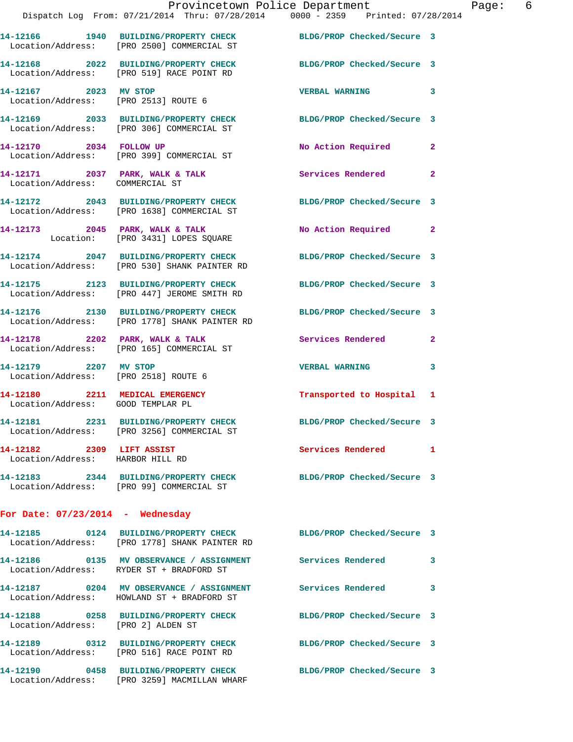14-12166 1940 BUILDING/PROPERTY CHECK BLDG/PROP Checked/Secure 3
Location/Address: [PRO 2500] COMMERCIAL ST

14-12168 2022 BUILDING/PROPERTY CHECK BLDG/PROP Checked/Secure 3
Location/Address: [PRO 519] RACE POINT RD

14-12167 2023 MV STOP VERBAL WARNING 3
Location/Address: [PRO 2513] ROUTE 6

14-12169 2033 BUILDING/PROPERTY CHECK BLDG/PROP Checked/Secure 3
Location/Address: [PRO 306] COMMERCIAL ST

14-12170 2034 FOLLOW UP No Action Required 2
Location/Address: [PRO 399] COMMERCIAL ST

14-12171 2037 PARK, WALK & TALK Services Rendered 2
Location/Address: COMMERCIAL ST

14-12172 2043 BUILDING/PROPERTY CHECK BLDG/PROP Checked/Secure 3
Location/Address: [PRO 1638] COMMERCIAL ST

14-12173 2045 PARK, WALK & TALK No Action Required 2
Location: [PRO 3431] LOPES SQUARE

14-12174 2047 BUILDING/PROPERTY CHECK BLDG/PROP Checked/Secure 3
Location/Address: [PRO 530] SHANK PAINTER RD

14-12175 2123 BUILDING/PROPERTY CHECK BLDG/PROP Checked/Secure 3
Location/Address: [PRO 447] JEROME SMITH RD

14-12176 2130 BUILDING/PROPERTY CHECK BLDG/PROP Checked/Secure 3
Location/Address: [PRO 1778] SHANK PAINTER RD

14-12178 2202 PARK, WALK & TALK Services Rendered 2
Location/Address: [PRO 165] COMMERCIAL ST

14-12179 2207 MV STOP VERBAL WARNING 3
Location/Address: [PRO 2518] ROUTE 6

14-12180 2211 MEDICAL EMERGENCY Transported to Hospital 1
Location/Address: GOOD TEMPLAR PL

14-12181 2231 BUILDING/PROPERTY CHECK BLDG/PROP Checked/Secure 3
Location/Address: [PRO 3256] COMMERCIAL ST

14-12182 2309 LIFT ASSIST Services Rendered 1
Location/Address: HARBOR HILL RD

14-12183 2344 BUILDING/PROPERTY CHECK BLDG/PROP Checked/Secure 3
Location/Address: [PRO 99] COMMERCIAL ST

**For Date: 07/23/2014 - Wednesday**

14-12185 0124 BUILDING/PROPERTY CHECK BLDG/PROP Checked/Secure 3
Location/Address: [PRO 1778] SHANK PAINTER RD

14-12186 0135 MV OBSERVANCE / ASSIGNMENT Services Rendered 3
Location/Address: RYDER ST + BRADFORD ST

14-12187 0204 MV OBSERVANCE / ASSIGNMENT Services Rendered 3
Location/Address: HOWLAND ST + BRADFORD ST

14-12188 0258 BUILDING/PROPERTY CHECK BLDG/PROP Checked/Secure 3
Location/Address: [PRO 2] ALDEN ST

14-12189 0312 BUILDING/PROPERTY CHECK BLDG/PROP Checked/Secure 3
Location/Address: [PRO 516] RACE POINT RD

14-12190 0458 BUILDING/PROPERTY CHECK BLDG/PROP Checked/Secure 3
Location/Address: [PRO 3259] MACMILLAN WHARF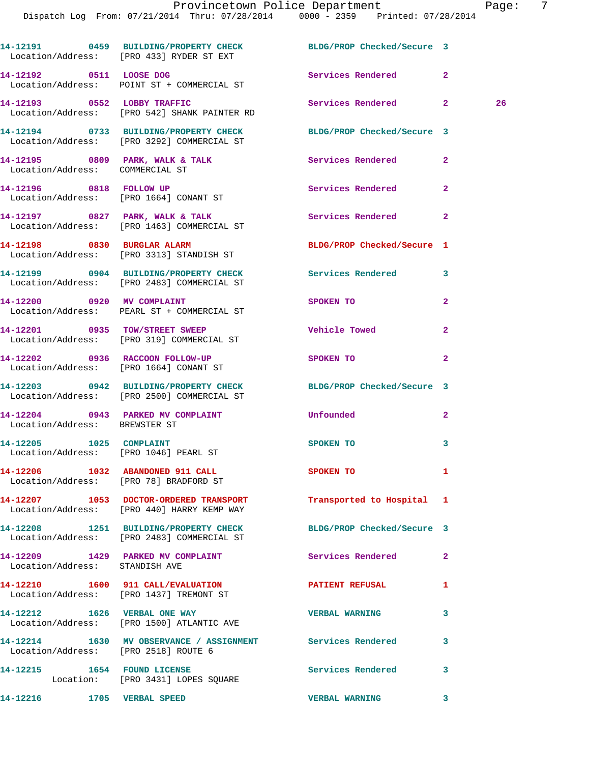14-12191 0459 BUILDING/PROPERTY CHECK BLDG/PROP Checked/Secure 3
Location/Address: [PRO 433] RYDER ST EXT

14-12192 0511 LOOSE DOG Services Rendered 2
Location/Address: POINT ST + COMMERCIAL ST

14-12193 0552 LOBBY TRAFFIC Services Rendered 2 26
Location/Address: [PRO 542] SHANK PAINTER RD

14-12194 0733 BUILDING/PROPERTY CHECK BLDG/PROP Checked/Secure 3
Location/Address: [PRO 3292] COMMERCIAL ST

14-12195 0809 PARK, WALK & TALK Services Rendered 2
Location/Address: COMMERCIAL ST

14-12196 0818 FOLLOW UP Services Rendered 2
Location/Address: [PRO 1664] CONANT ST

14-12197 0827 PARK, WALK & TALK Services Rendered 2
Location/Address: [PRO 1463] COMMERCIAL ST

14-12198 0830 BURGLAR ALARM BLDG/PROP Checked/Secure 1
Location/Address: [PRO 3313] STANDISH ST

14-12199 0904 BUILDING/PROPERTY CHECK Services Rendered 3
Location/Address: [PRO 2483] COMMERCIAL ST

14-12200 0920 MV COMPLAINT SPOKEN TO 2
Location/Address: PEARL ST + COMMERCIAL ST

14-12201 0935 TOW/STREET SWEEP Vehicle Towed 2
Location/Address: [PRO 319] COMMERCIAL ST

14-12202 0936 RACCOON FOLLOW-UP SPOKEN TO 2
Location/Address: [PRO 1664] CONANT ST

14-12203 0942 BUILDING/PROPERTY CHECK BLDG/PROP Checked/Secure 3
Location/Address: [PRO 2500] COMMERCIAL ST

14-12204 0943 PARKED MV COMPLAINT Unfounded 2
Location/Address: BREWSTER ST

14-12205 1025 COMPLAINT SPOKEN TO 3
Location/Address: [PRO 1046] PEARL ST

14-12206 1032 ABANDONED 911 CALL SPOKEN TO 1
Location/Address: [PRO 78] BRADFORD ST

14-12207 1053 DOCTOR-ORDERED TRANSPORT Transported to Hospital 1
Location/Address: [PRO 440] HARRY KEMP WAY

14-12208 1251 BUILDING/PROPERTY CHECK BLDG/PROP Checked/Secure 3
Location/Address: [PRO 2483] COMMERCIAL ST

14-12209 1429 PARKED MV COMPLAINT Services Rendered 2
Location/Address: STANDISH AVE

14-12210 1600 911 CALL/EVALUATION PATIENT REFUSAL 1
Location/Address: [PRO 1437] TREMONT ST

14-12212 1626 VERBAL ONE WAY VERBAL WARNING 3
Location/Address: [PRO 1500] ATLANTIC AVE

14-12214 1630 MV OBSERVANCE / ASSIGNMENT Services Rendered 3
Location/Address: [PRO 2518] ROUTE 6

14-12215 1654 FOUND LICENSE Services Rendered 3
Location: [PRO 3431] LOPES SQUARE

14-12216 1705 VERBAL SPEED VERBAL WARNING 3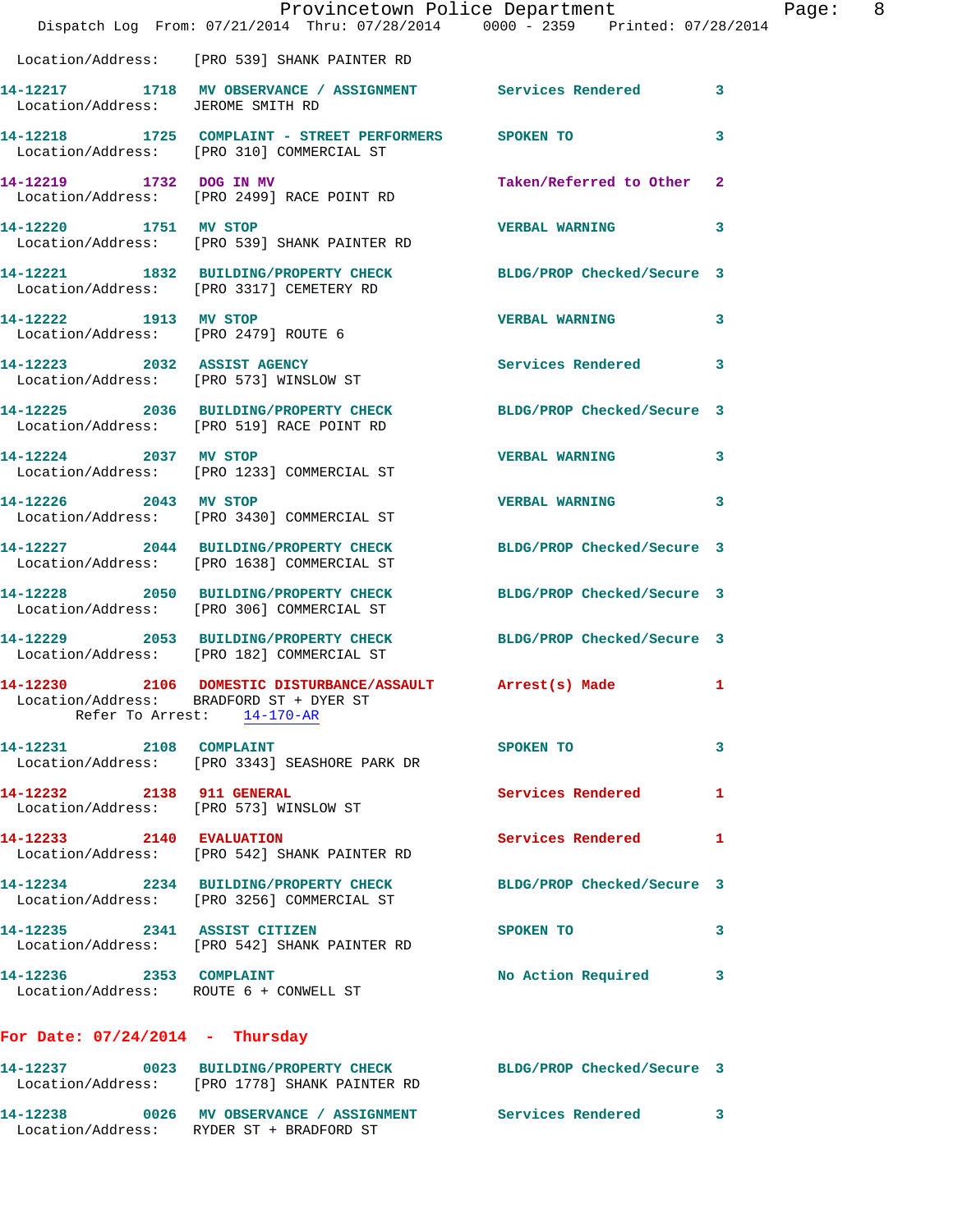Location/Address: [PRO 539] SHANK PAINTER RD

**14-12217** 1718 **MV OBSERVANCE / ASSIGNMENT** Services Rendered 3
Location/Address: JEROME SMITH RD

**14-12218** 1725 **COMPLAINT - STREET PERFORMERS** SPOKEN TO 3
Location/Address: [PRO 310] COMMERCIAL ST

**14-12219** 1732 **DOG IN MV** Taken/Referred to Other 2
Location/Address: [PRO 2499] RACE POINT RD

**14-12220** 1751 **MV STOP** VERBAL WARNING 3
Location/Address: [PRO 539] SHANK PAINTER RD

**14-12221** 1832 **BUILDING/PROPERTY CHECK** BLDG/PROP Checked/Secure 3
Location/Address: [PRO 3317] CEMETERY RD

**14-12222** 1913 **MV STOP** VERBAL WARNING 3
Location/Address: [PRO 2479] ROUTE 6

**14-12223** 2032 **ASSIST AGENCY** Services Rendered 3
Location/Address: [PRO 573] WINSLOW ST

**14-12225** 2036 **BUILDING/PROPERTY CHECK** BLDG/PROP Checked/Secure 3
Location/Address: [PRO 519] RACE POINT RD

**14-12224** 2037 **MV STOP** VERBAL WARNING 3
Location/Address: [PRO 1233] COMMERCIAL ST

**14-12226** 2043 **MV STOP** VERBAL WARNING 3
Location/Address: [PRO 3430] COMMERCIAL ST

**14-12227** 2044 **BUILDING/PROPERTY CHECK** BLDG/PROP Checked/Secure 3
Location/Address: [PRO 1638] COMMERCIAL ST

**14-12228** 2050 **BUILDING/PROPERTY CHECK** BLDG/PROP Checked/Secure 3
Location/Address: [PRO 306] COMMERCIAL ST

**14-12229** 2053 **BUILDING/PROPERTY CHECK** BLDG/PROP Checked/Secure 3
Location/Address: [PRO 182] COMMERCIAL ST

**14-12230** 2106 **DOMESTIC DISTURBANCE/ASSAULT** Arrest(s) Made 1
Location/Address: BRADFORD ST + DYER ST
Refer To Arrest: 14-170-AR

**14-12231** 2108 **COMPLAINT** SPOKEN TO 3
Location/Address: [PRO 3343] SEASHORE PARK DR

**14-12232** 2138 **911 GENERAL** Services Rendered 1
Location/Address: [PRO 573] WINSLOW ST

**14-12233** 2140 **EVALUATION** Services Rendered 1
Location/Address: [PRO 542] SHANK PAINTER RD

**14-12234** 2234 **BUILDING/PROPERTY CHECK** BLDG/PROP Checked/Secure 3
Location/Address: [PRO 3256] COMMERCIAL ST

**14-12235** 2341 **ASSIST CITIZEN** SPOKEN TO 3
Location/Address: [PRO 542] SHANK PAINTER RD

**14-12236** 2353 **COMPLAINT** No Action Required 3
Location/Address: ROUTE 6 + CONWELL ST

## For Date: 07/24/2014 - Thursday

**14-12237** 0023 **BUILDING/PROPERTY CHECK** BLDG/PROP Checked/Secure 3
Location/Address: [PRO 1778] SHANK PAINTER RD

**14-12238** 0026 **MV OBSERVANCE / ASSIGNMENT** Services Rendered 3
Location/Address: RYDER ST + BRADFORD ST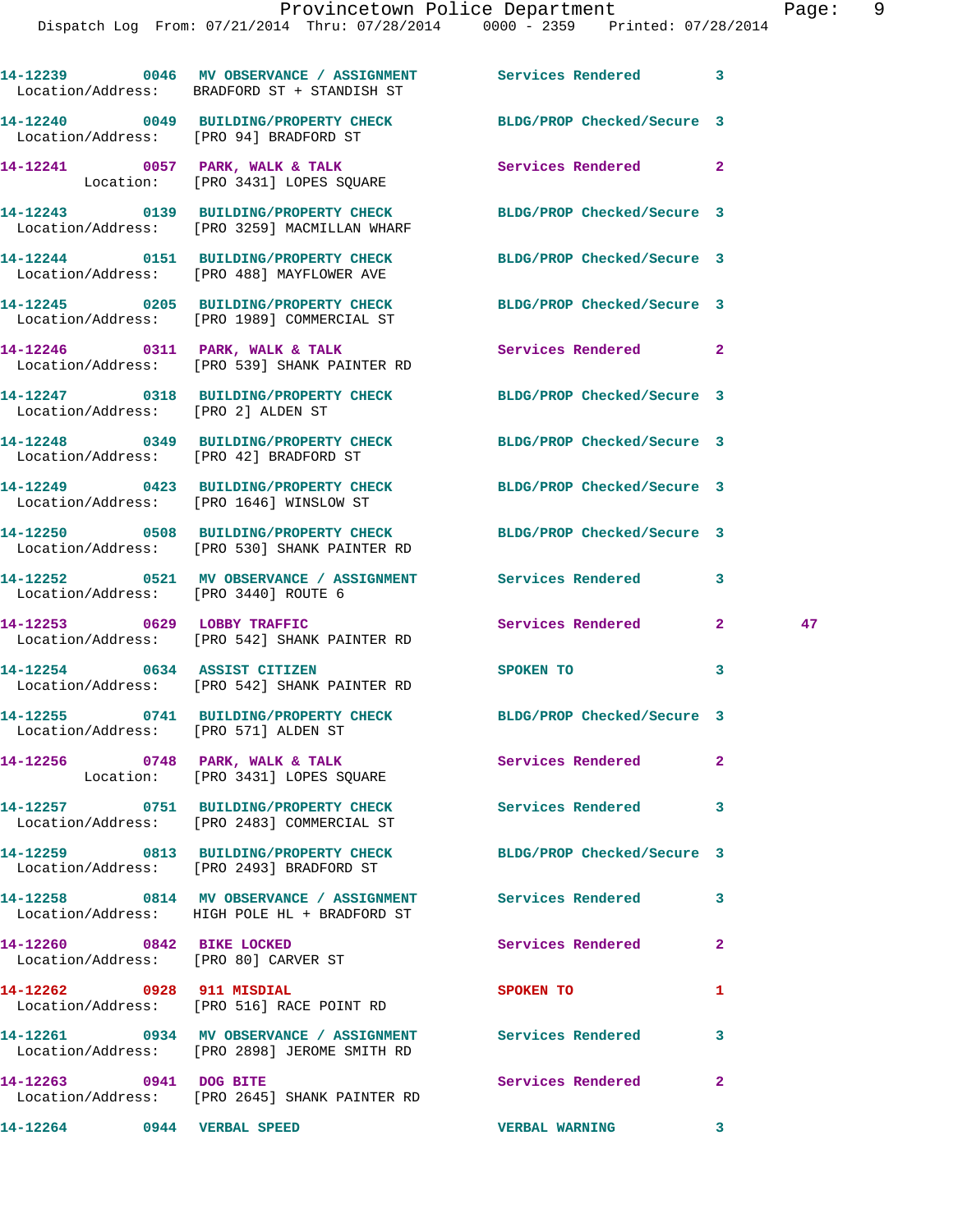14-12239 0046 MV OBSERVANCE / ASSIGNMENT Services Rendered 3
Location/Address: BRADFORD ST + STANDISH ST

14-12240 0049 BUILDING/PROPERTY CHECK BLDG/PROP Checked/Secure 3
Location/Address: [PRO 94] BRADFORD ST

14-12241 0057 PARK, WALK & TALK Services Rendered 2
Location: [PRO 3431] LOPES SQUARE

14-12243 0139 BUILDING/PROPERTY CHECK BLDG/PROP Checked/Secure 3
Location/Address: [PRO 3259] MACMILLAN WHARF

14-12244 0151 BUILDING/PROPERTY CHECK BLDG/PROP Checked/Secure 3
Location/Address: [PRO 488] MAYFLOWER AVE

14-12245 0205 BUILDING/PROPERTY CHECK BLDG/PROP Checked/Secure 3
Location/Address: [PRO 1989] COMMERCIAL ST

14-12246 0311 PARK, WALK & TALK Services Rendered 2
Location/Address: [PRO 539] SHANK PAINTER RD

14-12247 0318 BUILDING/PROPERTY CHECK BLDG/PROP Checked/Secure 3
Location/Address: [PRO 2] ALDEN ST

14-12248 0349 BUILDING/PROPERTY CHECK BLDG/PROP Checked/Secure 3
Location/Address: [PRO 42] BRADFORD ST

14-12249 0423 BUILDING/PROPERTY CHECK BLDG/PROP Checked/Secure 3
Location/Address: [PRO 1646] WINSLOW ST

14-12250 0508 BUILDING/PROPERTY CHECK BLDG/PROP Checked/Secure 3
Location/Address: [PRO 530] SHANK PAINTER RD

14-12252 0521 MV OBSERVANCE / ASSIGNMENT Services Rendered 3
Location/Address: [PRO 3440] ROUTE 6

14-12253 0629 LOBBY TRAFFIC Services Rendered 2 47
Location/Address: [PRO 542] SHANK PAINTER RD

14-12254 0634 ASSIST CITIZEN SPOKEN TO 3
Location/Address: [PRO 542] SHANK PAINTER RD

14-12255 0741 BUILDING/PROPERTY CHECK BLDG/PROP Checked/Secure 3
Location/Address: [PRO 571] ALDEN ST

14-12256 0748 PARK, WALK & TALK Services Rendered 2
Location: [PRO 3431] LOPES SQUARE

14-12257 0751 BUILDING/PROPERTY CHECK Services Rendered 3
Location/Address: [PRO 2483] COMMERCIAL ST

14-12259 0813 BUILDING/PROPERTY CHECK BLDG/PROP Checked/Secure 3
Location/Address: [PRO 2493] BRADFORD ST

14-12258 0814 MV OBSERVANCE / ASSIGNMENT Services Rendered 3
Location/Address: HIGH POLE HL + BRADFORD ST

14-12260 0842 BIKE LOCKED Services Rendered 2
Location/Address: [PRO 80] CARVER ST

14-12262 0928 911 MISDIAL SPOKEN TO 1
Location/Address: [PRO 516] RACE POINT RD

14-12261 0934 MV OBSERVANCE / ASSIGNMENT Services Rendered 3
Location/Address: [PRO 2898] JEROME SMITH RD

14-12263 0941 DOG BITE Services Rendered 2
Location/Address: [PRO 2645] SHANK PAINTER RD

14-12264 0944 VERBAL SPEED VERBAL WARNING 3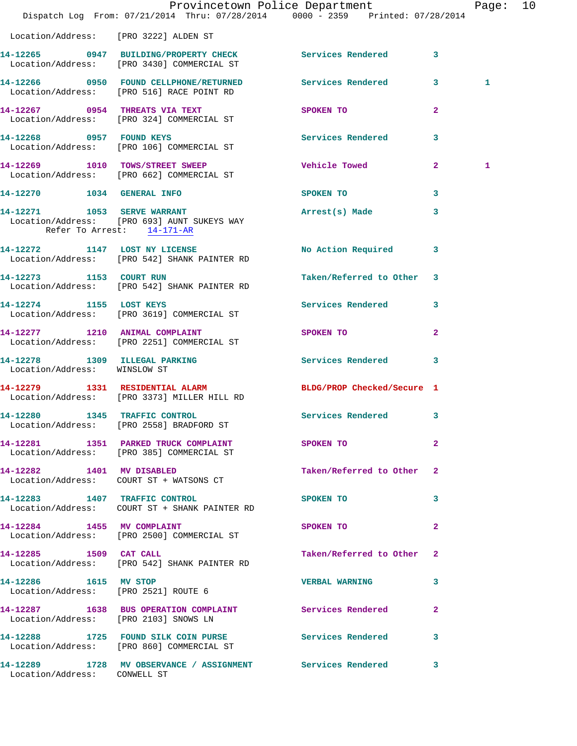Location/Address: [PRO 3222] ALDEN ST

14-12265 0947 BUILDING/PROPERTY CHECK Services Rendered 3
Location/Address: [PRO 3430] COMMERCIAL ST

14-12266 0950 FOUND CELLPHONE/RETURNED Services Rendered 3 1
Location/Address: [PRO 516] RACE POINT RD

14-12267 0954 THREATS VIA TEXT SPOKEN TO 2
Location/Address: [PRO 324] COMMERCIAL ST

14-12268 0957 FOUND KEYS Services Rendered 3
Location/Address: [PRO 106] COMMERCIAL ST

14-12269 1010 TOWS/STREET SWEEP Vehicle Towed 2 1
Location/Address: [PRO 662] COMMERCIAL ST

14-12270 1034 GENERAL INFO SPOKEN TO 3

14-12271 1053 SERVE WARRANT Arrest(s) Made 3
Location/Address: [PRO 693] AUNT SUKEYS WAY
Refer To Arrest: 14-171-AR

14-12272 1147 LOST NY LICENSE No Action Required 3
Location/Address: [PRO 542] SHANK PAINTER RD

14-12273 1153 COURT RUN Taken/Referred to Other 3
Location/Address: [PRO 542] SHANK PAINTER RD

14-12274 1155 LOST KEYS Services Rendered 3
Location/Address: [PRO 3619] COMMERCIAL ST

14-12277 1210 ANIMAL COMPLAINT SPOKEN TO 2
Location/Address: [PRO 2251] COMMERCIAL ST

14-12278 1309 ILLEGAL PARKING Services Rendered 3
Location/Address: WINSLOW ST

14-12279 1331 RESIDENTIAL ALARM BLDG/PROP Checked/Secure 1
Location/Address: [PRO 3373] MILLER HILL RD

14-12280 1345 TRAFFIC CONTROL Services Rendered 3
Location/Address: [PRO 2558] BRADFORD ST

14-12281 1351 PARKED TRUCK COMPLAINT SPOKEN TO 2
Location/Address: [PRO 385] COMMERCIAL ST

14-12282 1401 MV DISABLED Taken/Referred to Other 2
Location/Address: COURT ST + WATSONS CT

14-12283 1407 TRAFFIC CONTROL SPOKEN TO 3
Location/Address: COURT ST + SHANK PAINTER RD

14-12284 1455 MV COMPLAINT SPOKEN TO 2
Location/Address: [PRO 2500] COMMERCIAL ST

14-12285 1509 CAT CALL Taken/Referred to Other 2
Location/Address: [PRO 542] SHANK PAINTER RD

14-12286 1615 MV STOP VERBAL WARNING 3
Location/Address: [PRO 2521] ROUTE 6

14-12287 1638 BUS OPERATION COMPLAINT Services Rendered 2
Location/Address: [PRO 2103] SNOWS LN

14-12288 1725 FOUND SILK COIN PURSE Services Rendered 3
Location/Address: [PRO 860] COMMERCIAL ST

14-12289 1728 MV OBSERVANCE / ASSIGNMENT Services Rendered 3
Location/Address: CONWELL ST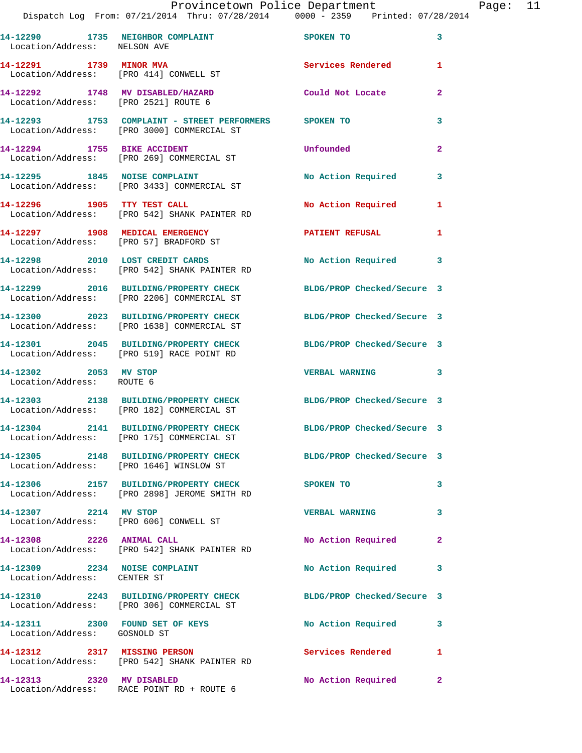14-12290 1735 NEIGHBOR COMPLAINT SPOKEN TO 3
Location/Address: NELSON AVE

14-12291 1739 MINOR MVA Services Rendered 1
Location/Address: [PRO 414] CONWELL ST

14-12292 1748 MV DISABLED/HAZARD Could Not Locate 2
Location/Address: [PRO 2521] ROUTE 6

14-12293 1753 COMPLAINT - STREET PERFORMERS SPOKEN TO 3
Location/Address: [PRO 3000] COMMERCIAL ST

14-12294 1755 BIKE ACCIDENT Unfounded 2
Location/Address: [PRO 269] COMMERCIAL ST

14-12295 1845 NOISE COMPLAINT No Action Required 3
Location/Address: [PRO 3433] COMMERCIAL ST

14-12296 1905 TTY TEST CALL No Action Required 1
Location/Address: [PRO 542] SHANK PAINTER RD

14-12297 1908 MEDICAL EMERGENCY PATIENT REFUSAL 1
Location/Address: [PRO 57] BRADFORD ST

14-12298 2010 LOST CREDIT CARDS No Action Required 3
Location/Address: [PRO 542] SHANK PAINTER RD

14-12299 2016 BUILDING/PROPERTY CHECK BLDG/PROP Checked/Secure 3
Location/Address: [PRO 2206] COMMERCIAL ST

14-12300 2023 BUILDING/PROPERTY CHECK BLDG/PROP Checked/Secure 3
Location/Address: [PRO 1638] COMMERCIAL ST

14-12301 2045 BUILDING/PROPERTY CHECK BLDG/PROP Checked/Secure 3
Location/Address: [PRO 519] RACE POINT RD

14-12302 2053 MV STOP VERBAL WARNING 3
Location/Address: ROUTE 6

14-12303 2138 BUILDING/PROPERTY CHECK BLDG/PROP Checked/Secure 3
Location/Address: [PRO 182] COMMERCIAL ST

14-12304 2141 BUILDING/PROPERTY CHECK BLDG/PROP Checked/Secure 3
Location/Address: [PRO 175] COMMERCIAL ST

14-12305 2148 BUILDING/PROPERTY CHECK BLDG/PROP Checked/Secure 3
Location/Address: [PRO 1646] WINSLOW ST

14-12306 2157 BUILDING/PROPERTY CHECK SPOKEN TO 3
Location/Address: [PRO 2898] JEROME SMITH RD

14-12307 2214 MV STOP VERBAL WARNING 3
Location/Address: [PRO 606] CONWELL ST

14-12308 2226 ANIMAL CALL No Action Required 2
Location/Address: [PRO 542] SHANK PAINTER RD

14-12309 2234 NOISE COMPLAINT No Action Required 3
Location/Address: CENTER ST

14-12310 2243 BUILDING/PROPERTY CHECK BLDG/PROP Checked/Secure 3
Location/Address: [PRO 306] COMMERCIAL ST

14-12311 2300 FOUND SET OF KEYS No Action Required 3
Location/Address: GOSNOLD ST

14-12312 2317 MISSING PERSON Services Rendered 1
Location/Address: [PRO 542] SHANK PAINTER RD

14-12313 2320 MV DISABLED No Action Required 2
Location/Address: RACE POINT RD + ROUTE 6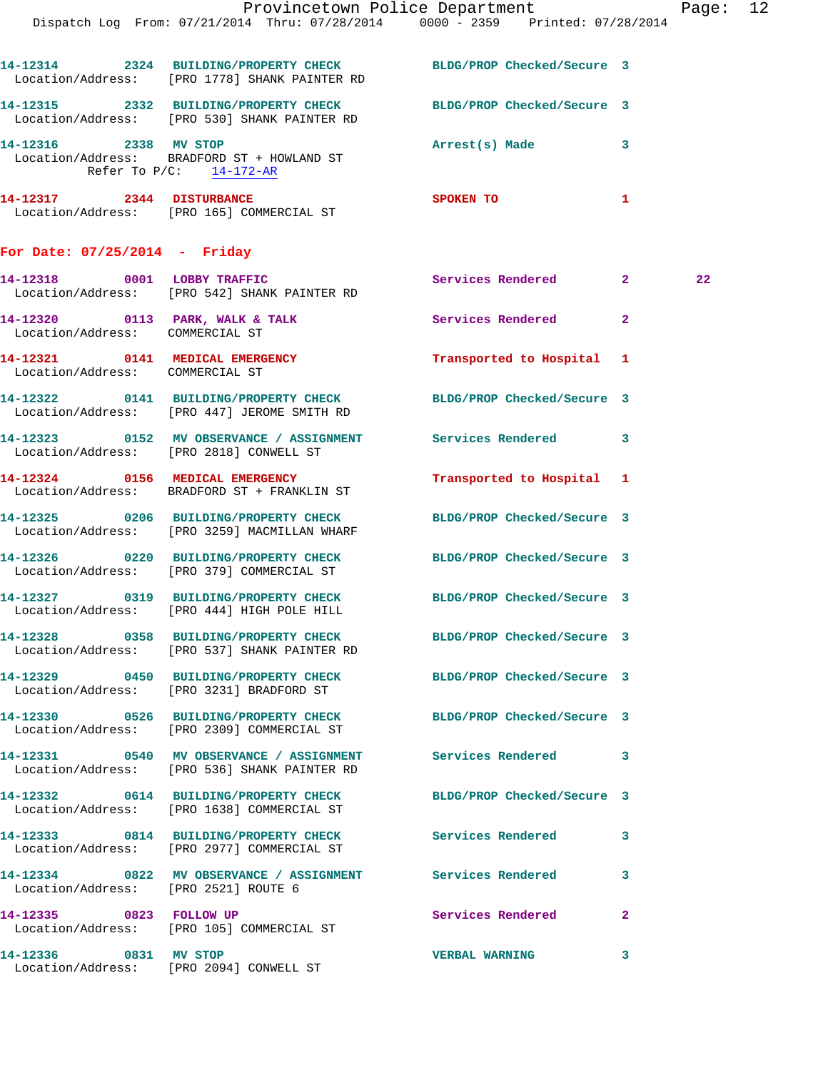14-12314 2324 BUILDING/PROPERTY CHECK BLDG/PROP Checked/Secure 3
Location/Address: [PRO 1778] SHANK PAINTER RD

14-12315 2332 BUILDING/PROPERTY CHECK BLDG/PROP Checked/Secure 3
Location/Address: [PRO 530] SHANK PAINTER RD

14-12316 2338 MV STOP Arrest(s) Made 3
Location/Address: BRADFORD ST + HOWLAND ST
Refer To P/C: 14-172-AR

14-12317 2344 DISTURBANCE SPOKEN TO 1
Location/Address: [PRO 165] COMMERCIAL ST

## For Date: 07/25/2014 - Friday

14-12318 0001 LOBBY TRAFFIC Services Rendered 2 22
Location/Address: [PRO 542] SHANK PAINTER RD

14-12320 0113 PARK, WALK & TALK Services Rendered 2
Location/Address: COMMERCIAL ST

14-12321 0141 MEDICAL EMERGENCY Transported to Hospital 1
Location/Address: COMMERCIAL ST

14-12322 0141 BUILDING/PROPERTY CHECK BLDG/PROP Checked/Secure 3
Location/Address: [PRO 447] JEROME SMITH RD

14-12323 0152 MV OBSERVANCE / ASSIGNMENT Services Rendered 3
Location/Address: [PRO 2818] CONWELL ST

14-12324 0156 MEDICAL EMERGENCY Transported to Hospital 1
Location/Address: BRADFORD ST + FRANKLIN ST

14-12325 0206 BUILDING/PROPERTY CHECK BLDG/PROP Checked/Secure 3
Location/Address: [PRO 3259] MACMILLAN WHARF

14-12326 0220 BUILDING/PROPERTY CHECK BLDG/PROP Checked/Secure 3
Location/Address: [PRO 379] COMMERCIAL ST

14-12327 0319 BUILDING/PROPERTY CHECK BLDG/PROP Checked/Secure 3
Location/Address: [PRO 444] HIGH POLE HILL

14-12328 0358 BUILDING/PROPERTY CHECK BLDG/PROP Checked/Secure 3
Location/Address: [PRO 537] SHANK PAINTER RD

14-12329 0450 BUILDING/PROPERTY CHECK BLDG/PROP Checked/Secure 3
Location/Address: [PRO 3231] BRADFORD ST

14-12330 0526 BUILDING/PROPERTY CHECK BLDG/PROP Checked/Secure 3
Location/Address: [PRO 2309] COMMERCIAL ST

14-12331 0540 MV OBSERVANCE / ASSIGNMENT Services Rendered 3
Location/Address: [PRO 536] SHANK PAINTER RD

14-12332 0614 BUILDING/PROPERTY CHECK BLDG/PROP Checked/Secure 3
Location/Address: [PRO 1638] COMMERCIAL ST

14-12333 0814 BUILDING/PROPERTY CHECK Services Rendered 3
Location/Address: [PRO 2977] COMMERCIAL ST

14-12334 0822 MV OBSERVANCE / ASSIGNMENT Services Rendered 3
Location/Address: [PRO 2521] ROUTE 6

14-12335 0823 FOLLOW UP Services Rendered 2
Location/Address: [PRO 105] COMMERCIAL ST

14-12336 0831 MV STOP VERBAL WARNING 3
Location/Address: [PRO 2094] CONWELL ST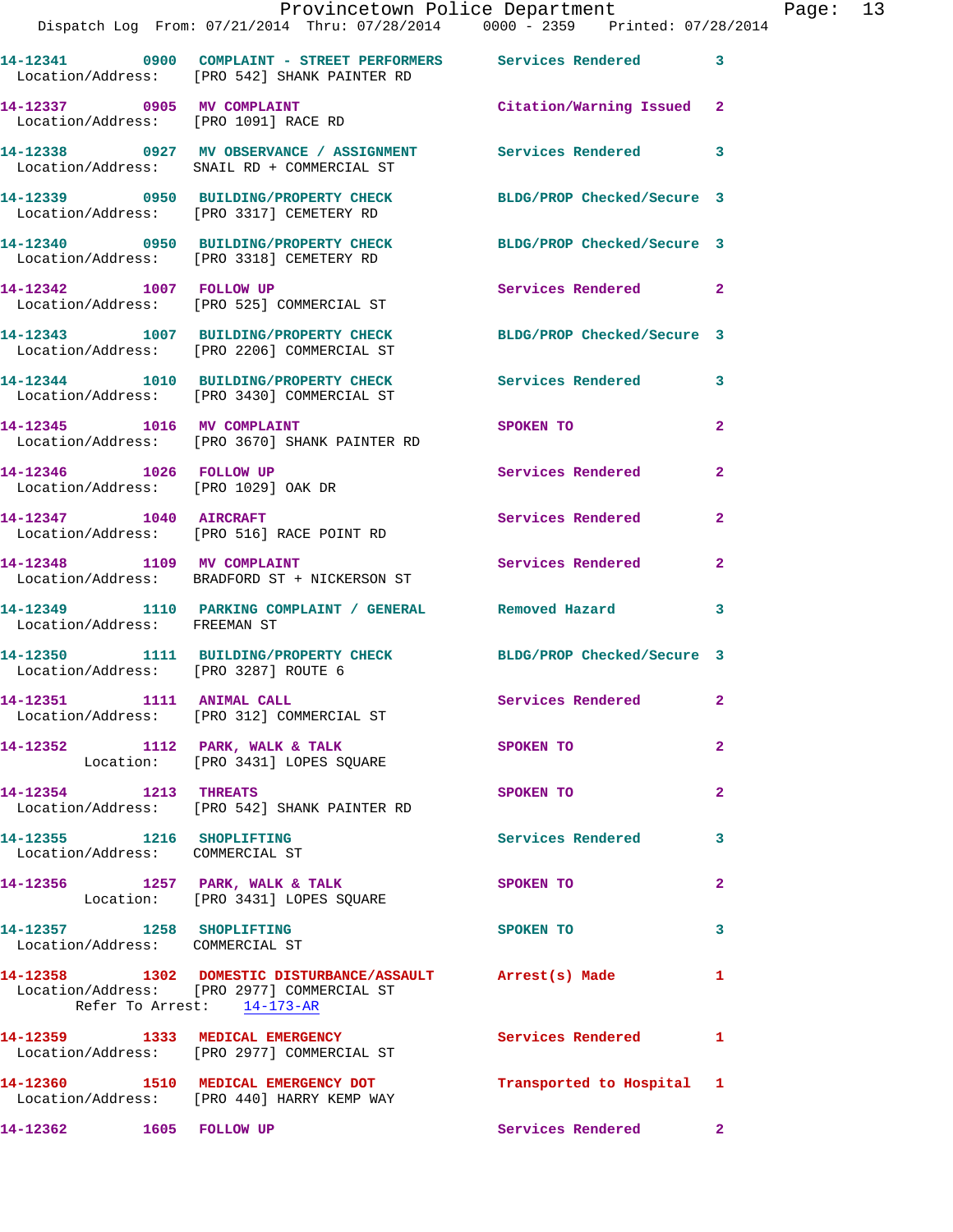14-12341 0900 COMPLAINT - STREET PERFORMERS Services Rendered 3
Location/Address: [PRO 542] SHANK PAINTER RD

14-12337 0905 MV COMPLAINT Citation/Warning Issued 2
Location/Address: [PRO 1091] RACE RD

14-12338 0927 MV OBSERVANCE / ASSIGNMENT Services Rendered 3
Location/Address: SNAIL RD + COMMERCIAL ST

14-12339 0950 BUILDING/PROPERTY CHECK BLDG/PROP Checked/Secure 3
Location/Address: [PRO 3317] CEMETERY RD

14-12340 0950 BUILDING/PROPERTY CHECK BLDG/PROP Checked/Secure 3
Location/Address: [PRO 3318] CEMETERY RD

14-12342 1007 FOLLOW UP Services Rendered 2
Location/Address: [PRO 525] COMMERCIAL ST

14-12343 1007 BUILDING/PROPERTY CHECK BLDG/PROP Checked/Secure 3
Location/Address: [PRO 2206] COMMERCIAL ST

14-12344 1010 BUILDING/PROPERTY CHECK Services Rendered 3
Location/Address: [PRO 3430] COMMERCIAL ST

14-12345 1016 MV COMPLAINT SPOKEN TO 2
Location/Address: [PRO 3670] SHANK PAINTER RD

14-12346 1026 FOLLOW UP Services Rendered 2
Location/Address: [PRO 1029] OAK DR

14-12347 1040 AIRCRAFT Services Rendered 2
Location/Address: [PRO 516] RACE POINT RD

14-12348 1109 MV COMPLAINT Services Rendered 2
Location/Address: BRADFORD ST + NICKERSON ST

14-12349 1110 PARKING COMPLAINT / GENERAL Removed Hazard 3
Location/Address: FREEMAN ST

14-12350 1111 BUILDING/PROPERTY CHECK BLDG/PROP Checked/Secure 3
Location/Address: [PRO 3287] ROUTE 6

14-12351 1111 ANIMAL CALL Services Rendered 2
Location/Address: [PRO 312] COMMERCIAL ST

14-12352 1112 PARK, WALK & TALK SPOKEN TO 2
Location: [PRO 3431] LOPES SQUARE

14-12354 1213 THREATS SPOKEN TO 2
Location/Address: [PRO 542] SHANK PAINTER RD

14-12355 1216 SHOPLIFTING Services Rendered 3
Location/Address: COMMERCIAL ST

14-12356 1257 PARK, WALK & TALK SPOKEN TO 2
Location: [PRO 3431] LOPES SQUARE

14-12357 1258 SHOPLIFTING SPOKEN TO 3
Location/Address: COMMERCIAL ST

14-12358 1302 DOMESTIC DISTURBANCE/ASSAULT Arrest(s) Made 1
Location/Address: [PRO 2977] COMMERCIAL ST
Refer To Arrest: 14-173-AR

14-12359 1333 MEDICAL EMERGENCY Services Rendered 1
Location/Address: [PRO 2977] COMMERCIAL ST

14-12360 1510 MEDICAL EMERGENCY DOT Transported to Hospital 1
Location/Address: [PRO 440] HARRY KEMP WAY

14-12362 1605 FOLLOW UP Services Rendered 2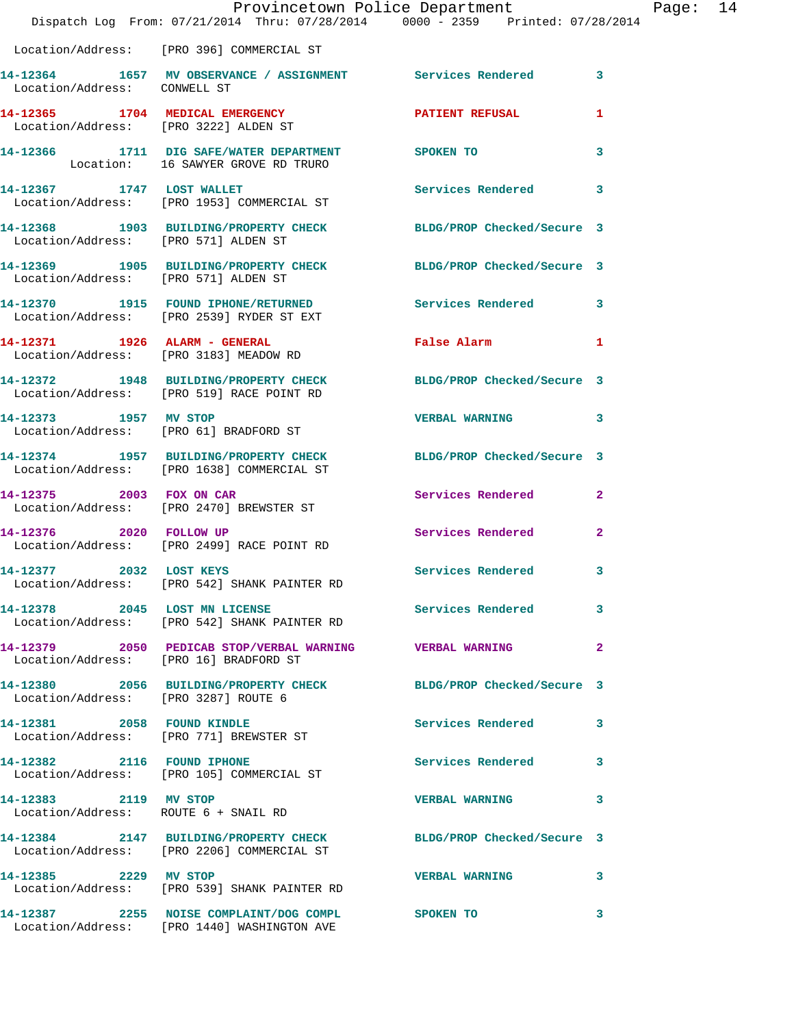Location/Address: [PRO 396] COMMERCIAL ST

| Call # | Time | Call Reason | Action | Priority |
|---|---|---|---|---|
| 14-12364 | 1657 | MV OBSERVANCE / ASSIGNMENT | Services Rendered | 3 |
| | | Location/Address: CONWELL ST | | |
| 14-12365 | 1704 | MEDICAL EMERGENCY | PATIENT REFUSAL | 1 |
| | | Location/Address: [PRO 3222] ALDEN ST | | |
| 14-12366 | 1711 | DIG SAFE/WATER DEPARTMENT | SPOKEN TO | 3 |
| | | Location: 16 SAWYER GROVE RD TRURO | | |
| 14-12367 | 1747 | LOST WALLET | Services Rendered | 3 |
| | | Location/Address: [PRO 1953] COMMERCIAL ST | | |
| 14-12368 | 1903 | BUILDING/PROPERTY CHECK | BLDG/PROP Checked/Secure | 3 |
| | | Location/Address: [PRO 571] ALDEN ST | | |
| 14-12369 | 1905 | BUILDING/PROPERTY CHECK | BLDG/PROP Checked/Secure | 3 |
| | | Location/Address: [PRO 571] ALDEN ST | | |
| 14-12370 | 1915 | FOUND IPHONE/RETURNED | Services Rendered | 3 |
| | | Location/Address: [PRO 2539] RYDER ST EXT | | |
| 14-12371 | 1926 | ALARM - GENERAL | False Alarm | 1 |
| | | Location/Address: [PRO 3183] MEADOW RD | | |
| 14-12372 | 1948 | BUILDING/PROPERTY CHECK | BLDG/PROP Checked/Secure | 3 |
| | | Location/Address: [PRO 519] RACE POINT RD | | |
| 14-12373 | 1957 | MV STOP | VERBAL WARNING | 3 |
| | | Location/Address: [PRO 61] BRADFORD ST | | |
| 14-12374 | 1957 | BUILDING/PROPERTY CHECK | BLDG/PROP Checked/Secure | 3 |
| | | Location/Address: [PRO 1638] COMMERCIAL ST | | |
| 14-12375 | 2003 | FOX ON CAR | Services Rendered | 2 |
| | | Location/Address: [PRO 2470] BREWSTER ST | | |
| 14-12376 | 2020 | FOLLOW UP | Services Rendered | 2 |
| | | Location/Address: [PRO 2499] RACE POINT RD | | |
| 14-12377 | 2032 | LOST KEYS | Services Rendered | 3 |
| | | Location/Address: [PRO 542] SHANK PAINTER RD | | |
| 14-12378 | 2045 | LOST MN LICENSE | Services Rendered | 3 |
| | | Location/Address: [PRO 542] SHANK PAINTER RD | | |
| 14-12379 | 2050 | PEDICAB STOP/VERBAL WARNING | VERBAL WARNING | 2 |
| | | Location/Address: [PRO 16] BRADFORD ST | | |
| 14-12380 | 2056 | BUILDING/PROPERTY CHECK | BLDG/PROP Checked/Secure | 3 |
| | | Location/Address: [PRO 3287] ROUTE 6 | | |
| 14-12381 | 2058 | FOUND KINDLE | Services Rendered | 3 |
| | | Location/Address: [PRO 771] BREWSTER ST | | |
| 14-12382 | 2116 | FOUND IPHONE | Services Rendered | 3 |
| | | Location/Address: [PRO 105] COMMERCIAL ST | | |
| 14-12383 | 2119 | MV STOP | VERBAL WARNING | 3 |
| | | Location/Address: ROUTE 6 + SNAIL RD | | |
| 14-12384 | 2147 | BUILDING/PROPERTY CHECK | BLDG/PROP Checked/Secure | 3 |
| | | Location/Address: [PRO 2206] COMMERCIAL ST | | |
| 14-12385 | 2229 | MV STOP | VERBAL WARNING | 3 |
| | | Location/Address: [PRO 539] SHANK PAINTER RD | | |
| 14-12387 | 2255 | NOISE COMPLAINT/DOG COMPL | SPOKEN TO | 3 |
| | | Location/Address: [PRO 1440] WASHINGTON AVE | | |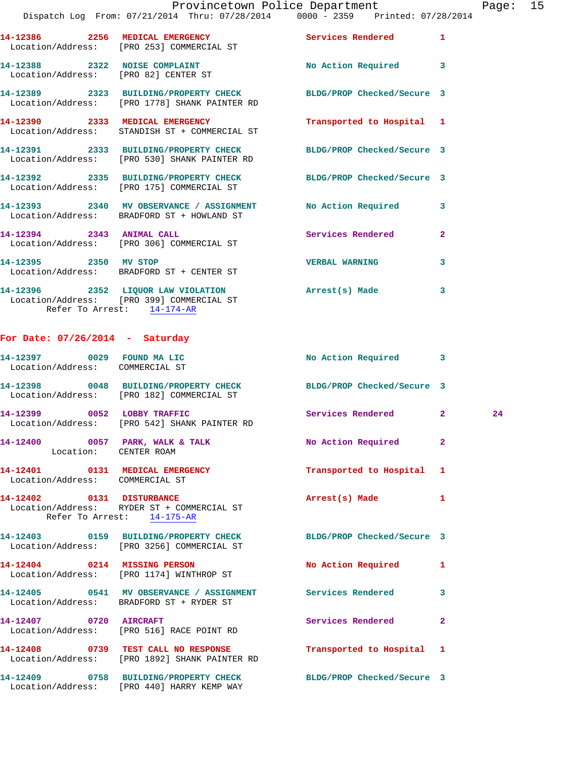14-12386 2256 MEDICAL EMERGENCY Services Rendered 1
Location/Address: [PRO 253] COMMERCIAL ST

14-12388 2322 NOISE COMPLAINT No Action Required 3
Location/Address: [PRO 82] CENTER ST

14-12389 2323 BUILDING/PROPERTY CHECK BLDG/PROP Checked/Secure 3
Location/Address: [PRO 1778] SHANK PAINTER RD

14-12390 2333 MEDICAL EMERGENCY Transported to Hospital 1
Location/Address: STANDISH ST + COMMERCIAL ST

14-12391 2333 BUILDING/PROPERTY CHECK BLDG/PROP Checked/Secure 3
Location/Address: [PRO 530] SHANK PAINTER RD

14-12392 2335 BUILDING/PROPERTY CHECK BLDG/PROP Checked/Secure 3
Location/Address: [PRO 175] COMMERCIAL ST

14-12393 2340 MV OBSERVANCE / ASSIGNMENT No Action Required 3
Location/Address: BRADFORD ST + HOWLAND ST

14-12394 2343 ANIMAL CALL Services Rendered 2
Location/Address: [PRO 306] COMMERCIAL ST

14-12395 2350 MV STOP VERBAL WARNING 3
Location/Address: BRADFORD ST + CENTER ST

14-12396 2352 LIQUOR LAW VIOLATION Arrest(s) Made 3
Location/Address: [PRO 399] COMMERCIAL ST
Refer To Arrest: 14-174-AR

**For Date: 07/26/2014 - Saturday**

14-12397 0029 FOUND MA LIC No Action Required 3
Location/Address: COMMERCIAL ST

14-12398 0048 BUILDING/PROPERTY CHECK BLDG/PROP Checked/Secure 3
Location/Address: [PRO 182] COMMERCIAL ST

14-12399 0052 LOBBY TRAFFIC Services Rendered 2 24
Location/Address: [PRO 542] SHANK PAINTER RD

14-12400 0057 PARK, WALK & TALK No Action Required 2
Location: CENTER ROAM

14-12401 0131 MEDICAL EMERGENCY Transported to Hospital 1
Location/Address: COMMERCIAL ST

14-12402 0131 DISTURBANCE Arrest(s) Made 1
Location/Address: RYDER ST + COMMERCIAL ST
Refer To Arrest: 14-175-AR

14-12403 0159 BUILDING/PROPERTY CHECK BLDG/PROP Checked/Secure 3
Location/Address: [PRO 3256] COMMERCIAL ST

14-12404 0214 MISSING PERSON No Action Required 1
Location/Address: [PRO 1174] WINTHROP ST

14-12405 0541 MV OBSERVANCE / ASSIGNMENT Services Rendered 3
Location/Address: BRADFORD ST + RYDER ST

14-12407 0720 AIRCRAFT Services Rendered 2
Location/Address: [PRO 516] RACE POINT RD

14-12408 0739 TEST CALL NO RESPONSE Transported to Hospital 1
Location/Address: [PRO 1892] SHANK PAINTER RD

14-12409 0758 BUILDING/PROPERTY CHECK BLDG/PROP Checked/Secure 3
Location/Address: [PRO 440] HARRY KEMP WAY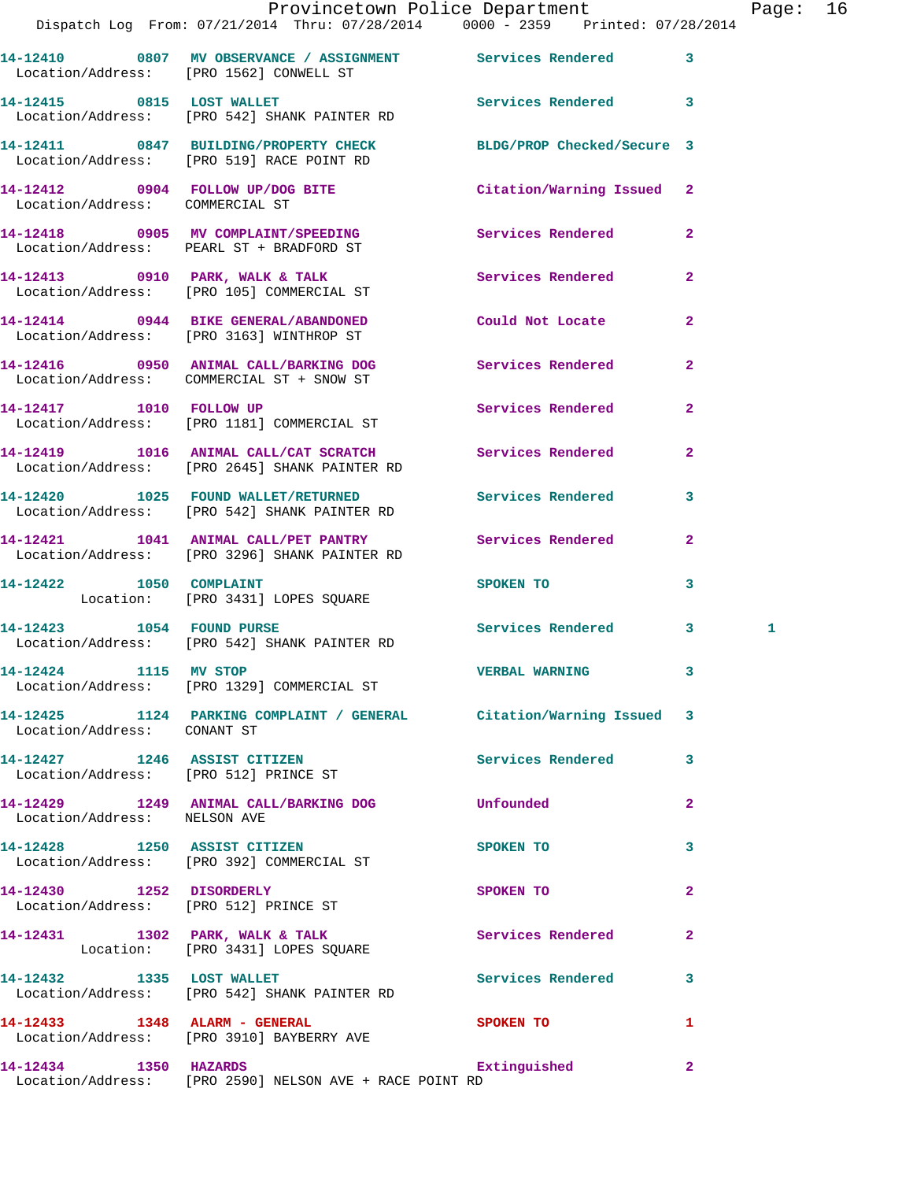14-12410 0807 MV OBSERVANCE / ASSIGNMENT Services Rendered 3
Location/Address: [PRO 1562] CONWELL ST

14-12415 0815 LOST WALLET Services Rendered 3
Location/Address: [PRO 542] SHANK PAINTER RD

14-12411 0847 BUILDING/PROPERTY CHECK BLDG/PROP Checked/Secure 3
Location/Address: [PRO 519] RACE POINT RD

14-12412 0904 FOLLOW UP/DOG BITE Citation/Warning Issued 2
Location/Address: COMMERCIAL ST

14-12418 0905 MV COMPLAINT/SPEEDING Services Rendered 2
Location/Address: PEARL ST + BRADFORD ST

14-12413 0910 PARK, WALK & TALK Services Rendered 2
Location/Address: [PRO 105] COMMERCIAL ST

14-12414 0944 BIKE GENERAL/ABANDONED Could Not Locate 2
Location/Address: [PRO 3163] WINTHROP ST

14-12416 0950 ANIMAL CALL/BARKING DOG Services Rendered 2
Location/Address: COMMERCIAL ST + SNOW ST

14-12417 1010 FOLLOW UP Services Rendered 2
Location/Address: [PRO 1181] COMMERCIAL ST

14-12419 1016 ANIMAL CALL/CAT SCRATCH Services Rendered 2
Location/Address: [PRO 2645] SHANK PAINTER RD

14-12420 1025 FOUND WALLET/RETURNED Services Rendered 3
Location/Address: [PRO 542] SHANK PAINTER RD

14-12421 1041 ANIMAL CALL/PET PANTRY Services Rendered 2
Location/Address: [PRO 3296] SHANK PAINTER RD

14-12422 1050 COMPLAINT SPOKEN TO 3
Location: [PRO 3431] LOPES SQUARE

14-12423 1054 FOUND PURSE Services Rendered 3 1
Location/Address: [PRO 542] SHANK PAINTER RD

14-12424 1115 MV STOP VERBAL WARNING 3
Location/Address: [PRO 1329] COMMERCIAL ST

14-12425 1124 PARKING COMPLAINT / GENERAL Citation/Warning Issued 3
Location/Address: CONANT ST

14-12427 1246 ASSIST CITIZEN Services Rendered 3
Location/Address: [PRO 512] PRINCE ST

14-12429 1249 ANIMAL CALL/BARKING DOG Unfounded 2
Location/Address: NELSON AVE

14-12428 1250 ASSIST CITIZEN SPOKEN TO 3
Location/Address: [PRO 392] COMMERCIAL ST

14-12430 1252 DISORDERLY SPOKEN TO 2
Location/Address: [PRO 512] PRINCE ST

14-12431 1302 PARK, WALK & TALK Services Rendered 2
Location: [PRO 3431] LOPES SQUARE

14-12432 1335 LOST WALLET Services Rendered 3
Location/Address: [PRO 542] SHANK PAINTER RD

14-12433 1348 ALARM - GENERAL SPOKEN TO 1
Location/Address: [PRO 3910] BAYBERRY AVE

14-12434 1350 HAZARDS Extinguished 2
Location/Address: [PRO 2590] NELSON AVE + RACE POINT RD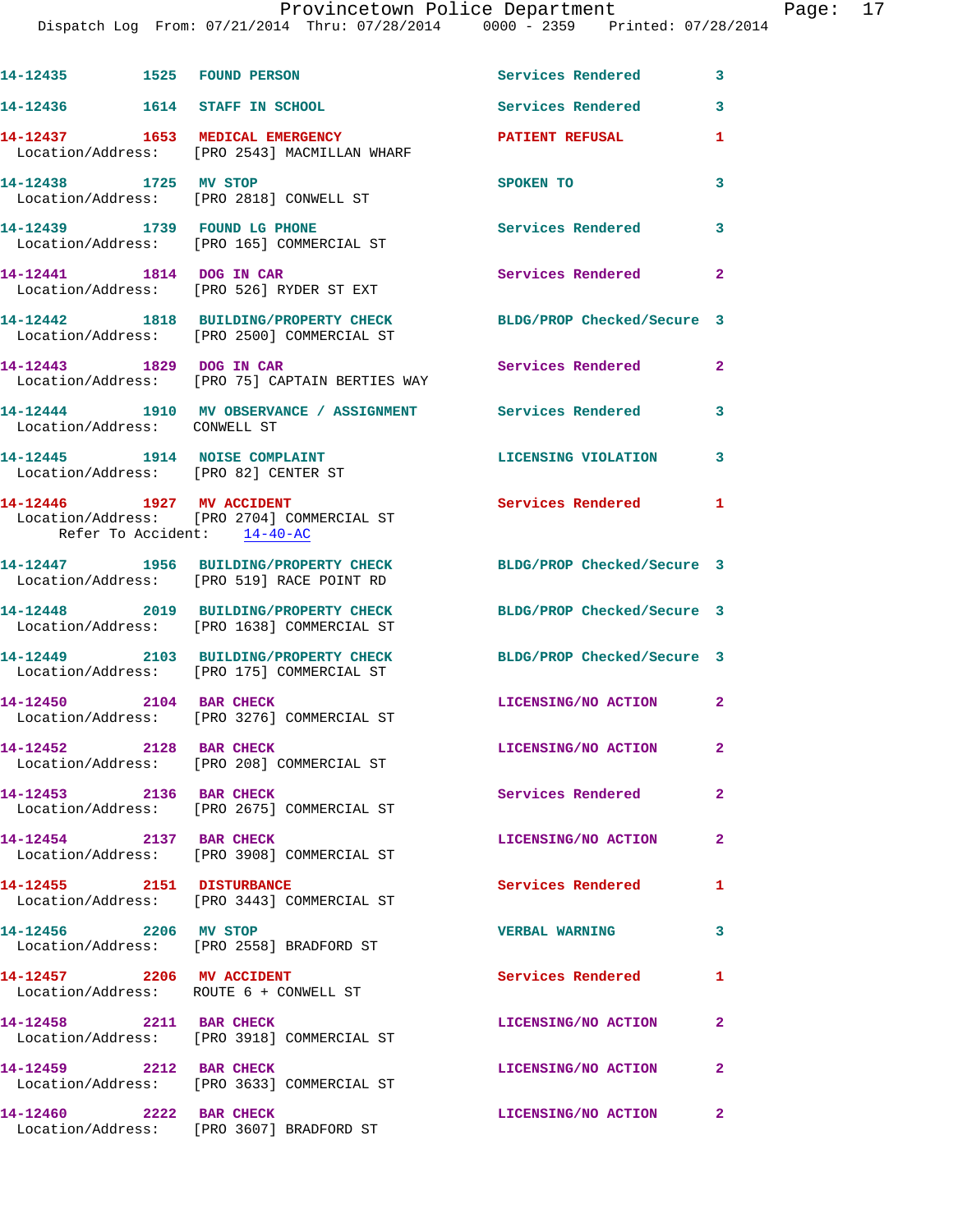14-12435 1525 FOUND PERSON Services Rendered 3

14-12436 1614 STAFF IN SCHOOL Services Rendered 3

14-12437 1653 MEDICAL EMERGENCY PATIENT REFUSAL 1
Location/Address: [PRO 2543] MACMILLAN WHARF

14-12438 1725 MV STOP SPOKEN TO 3
Location/Address: [PRO 2818] CONWELL ST

14-12439 1739 FOUND LG PHONE Services Rendered 3
Location/Address: [PRO 165] COMMERCIAL ST

14-12441 1814 DOG IN CAR Services Rendered 2
Location/Address: [PRO 526] RYDER ST EXT

14-12442 1818 BUILDING/PROPERTY CHECK BLDG/PROP Checked/Secure 3
Location/Address: [PRO 2500] COMMERCIAL ST

14-12443 1829 DOG IN CAR Services Rendered 2
Location/Address: [PRO 75] CAPTAIN BERTIES WAY

14-12444 1910 MV OBSERVANCE / ASSIGNMENT Services Rendered 3
Location/Address: CONWELL ST

14-12445 1914 NOISE COMPLAINT LICENSING VIOLATION 3
Location/Address: [PRO 82] CENTER ST

14-12446 1927 MV ACCIDENT Services Rendered 1
Location/Address: [PRO 2704] COMMERCIAL ST
Refer To Accident: 14-40-AC

14-12447 1956 BUILDING/PROPERTY CHECK BLDG/PROP Checked/Secure 3
Location/Address: [PRO 519] RACE POINT RD

14-12448 2019 BUILDING/PROPERTY CHECK BLDG/PROP Checked/Secure 3
Location/Address: [PRO 1638] COMMERCIAL ST

14-12449 2103 BUILDING/PROPERTY CHECK BLDG/PROP Checked/Secure 3
Location/Address: [PRO 175] COMMERCIAL ST

14-12450 2104 BAR CHECK LICENSING/NO ACTION 2
Location/Address: [PRO 3276] COMMERCIAL ST

14-12452 2128 BAR CHECK LICENSING/NO ACTION 2
Location/Address: [PRO 208] COMMERCIAL ST

14-12453 2136 BAR CHECK Services Rendered 2
Location/Address: [PRO 2675] COMMERCIAL ST

14-12454 2137 BAR CHECK LICENSING/NO ACTION 2
Location/Address: [PRO 3908] COMMERCIAL ST

14-12455 2151 DISTURBANCE Services Rendered 1
Location/Address: [PRO 3443] COMMERCIAL ST

14-12456 2206 MV STOP VERBAL WARNING 3
Location/Address: [PRO 2558] BRADFORD ST

14-12457 2206 MV ACCIDENT Services Rendered 1
Location/Address: ROUTE 6 + CONWELL ST

14-12458 2211 BAR CHECK LICENSING/NO ACTION 2
Location/Address: [PRO 3918] COMMERCIAL ST

14-12459 2212 BAR CHECK LICENSING/NO ACTION 2
Location/Address: [PRO 3633] COMMERCIAL ST

14-12460 2222 BAR CHECK LICENSING/NO ACTION 2
Location/Address: [PRO 3607] BRADFORD ST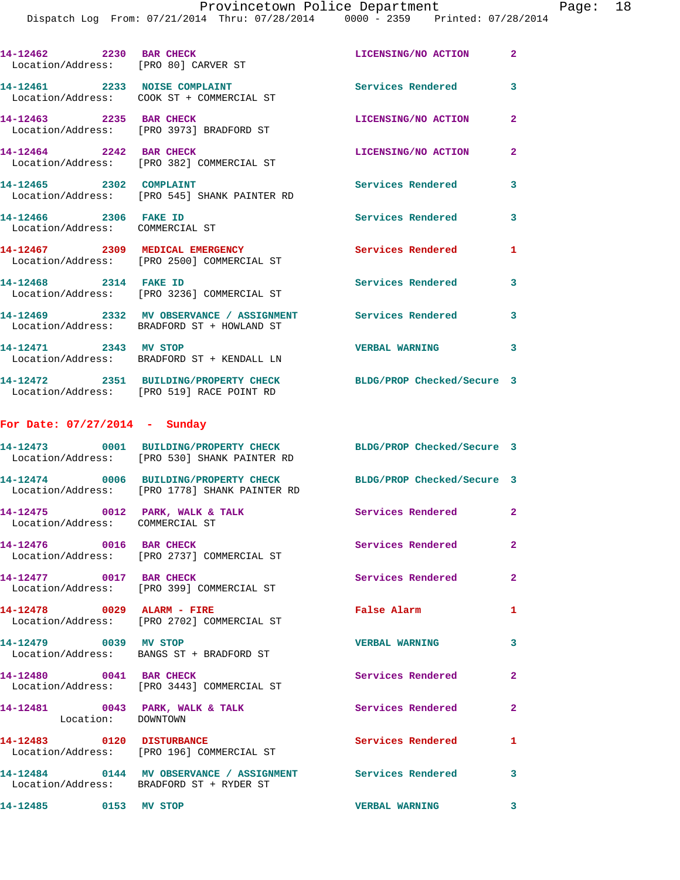14-12462 2230 BAR CHECK LICENSING/NO ACTION 2
Location/Address: [PRO 80] CARVER ST

14-12461 2233 NOISE COMPLAINT Services Rendered 3
Location/Address: COOK ST + COMMERCIAL ST

14-12463 2235 BAR CHECK LICENSING/NO ACTION 2
Location/Address: [PRO 3973] BRADFORD ST

14-12464 2242 BAR CHECK LICENSING/NO ACTION 2
Location/Address: [PRO 382] COMMERCIAL ST

14-12465 2302 COMPLAINT Services Rendered 3
Location/Address: [PRO 545] SHANK PAINTER RD

14-12466 2306 FAKE ID Services Rendered 3
Location/Address: COMMERCIAL ST

14-12467 2309 MEDICAL EMERGENCY Services Rendered 1
Location/Address: [PRO 2500] COMMERCIAL ST

14-12468 2314 FAKE ID Services Rendered 3
Location/Address: [PRO 3236] COMMERCIAL ST

14-12469 2332 MV OBSERVANCE / ASSIGNMENT Services Rendered 3
Location/Address: BRADFORD ST + HOWLAND ST

14-12471 2343 MV STOP VERBAL WARNING 3
Location/Address: BRADFORD ST + KENDALL LN

14-12472 2351 BUILDING/PROPERTY CHECK BLDG/PROP Checked/Secure 3
Location/Address: [PRO 519] RACE POINT RD

**For Date: 07/27/2014 - Sunday**

14-12473 0001 BUILDING/PROPERTY CHECK BLDG/PROP Checked/Secure 3
Location/Address: [PRO 530] SHANK PAINTER RD

14-12474 0006 BUILDING/PROPERTY CHECK BLDG/PROP Checked/Secure 3
Location/Address: [PRO 1778] SHANK PAINTER RD

14-12475 0012 PARK, WALK & TALK Services Rendered 2
Location/Address: COMMERCIAL ST

14-12476 0016 BAR CHECK Services Rendered 2
Location/Address: [PRO 2737] COMMERCIAL ST

14-12477 0017 BAR CHECK Services Rendered 2
Location/Address: [PRO 399] COMMERCIAL ST

14-12478 0029 ALARM - FIRE False Alarm 1
Location/Address: [PRO 2702] COMMERCIAL ST

14-12479 0039 MV STOP VERBAL WARNING 3
Location/Address: BANGS ST + BRADFORD ST

14-12480 0041 BAR CHECK Services Rendered 2
Location/Address: [PRO 3443] COMMERCIAL ST

14-12481 0043 PARK, WALK & TALK Services Rendered 2
Location: DOWNTOWN

14-12483 0120 DISTURBANCE Services Rendered 1
Location/Address: [PRO 196] COMMERCIAL ST

14-12484 0144 MV OBSERVANCE / ASSIGNMENT Services Rendered 3
Location/Address: BRADFORD ST + RYDER ST

14-12485 0153 MV STOP VERBAL WARNING 3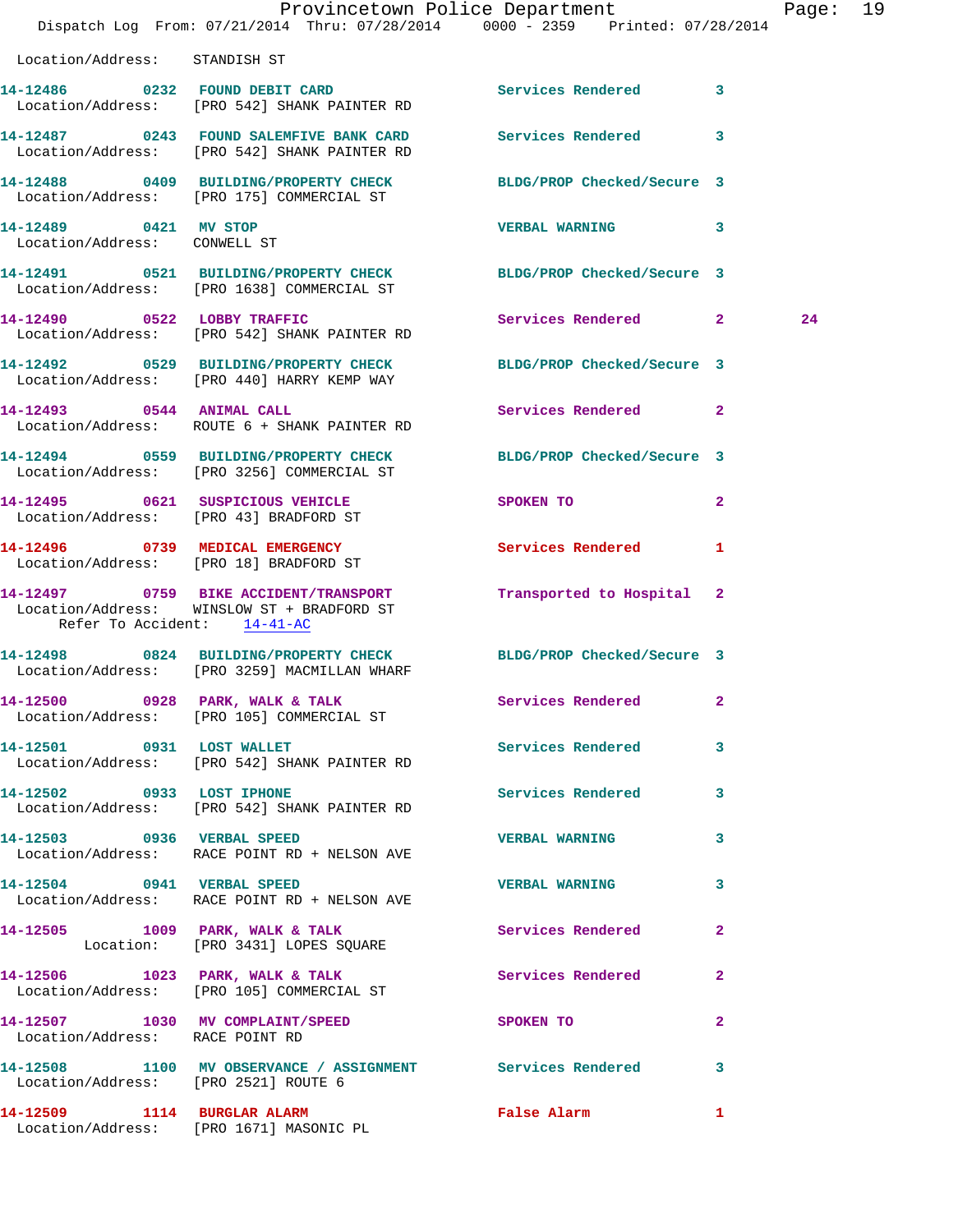Location/Address: STANDISH ST

| Call # | Time | Call Reason | Action | Priority | |
|---|---|---|---|---|---|
| 14-12486 | 0232 | FOUND DEBIT CARD | Services Rendered | 3 | |
| | | Location/Address: [PRO 542] SHANK PAINTER RD | | | |
| 14-12487 | 0243 | FOUND SALEMFIVE BANK CARD | Services Rendered | 3 | |
| | | Location/Address: [PRO 542] SHANK PAINTER RD | | | |
| 14-12488 | 0409 | BUILDING/PROPERTY CHECK | BLDG/PROP Checked/Secure | 3 | |
| | | Location/Address: [PRO 175] COMMERCIAL ST | | | |
| 14-12489 | 0421 | MV STOP | VERBAL WARNING | 3 | |
| | | Location/Address: CONWELL ST | | | |
| 14-12491 | 0521 | BUILDING/PROPERTY CHECK | BLDG/PROP Checked/Secure | 3 | |
| | | Location/Address: [PRO 1638] COMMERCIAL ST | | | |
| 14-12490 | 0522 | LOBBY TRAFFIC | Services Rendered | 2 | 24 |
| | | Location/Address: [PRO 542] SHANK PAINTER RD | | | |
| 14-12492 | 0529 | BUILDING/PROPERTY CHECK | BLDG/PROP Checked/Secure | 3 | |
| | | Location/Address: [PRO 440] HARRY KEMP WAY | | | |
| 14-12493 | 0544 | ANIMAL CALL | Services Rendered | 2 | |
| | | Location/Address: ROUTE 6 + SHANK PAINTER RD | | | |
| 14-12494 | 0559 | BUILDING/PROPERTY CHECK | BLDG/PROP Checked/Secure | 3 | |
| | | Location/Address: [PRO 3256] COMMERCIAL ST | | | |
| 14-12495 | 0621 | SUSPICIOUS VEHICLE | SPOKEN TO | 2 | |
| | | Location/Address: [PRO 43] BRADFORD ST | | | |
| 14-12496 | 0739 | MEDICAL EMERGENCY | Services Rendered | 1 | |
| | | Location/Address: [PRO 18] BRADFORD ST | | | |
| 14-12497 | 0759 | BIKE ACCIDENT/TRANSPORT | Transported to Hospital | 2 | |
| | | Location/Address: WINSLOW ST + BRADFORD ST | | | |
| | | Refer To Accident: 14-41-AC | | | |
| 14-12498 | 0824 | BUILDING/PROPERTY CHECK | BLDG/PROP Checked/Secure | 3 | |
| | | Location/Address: [PRO 3259] MACMILLAN WHARF | | | |
| 14-12500 | 0928 | PARK, WALK & TALK | Services Rendered | 2 | |
| | | Location/Address: [PRO 105] COMMERCIAL ST | | | |
| 14-12501 | 0931 | LOST WALLET | Services Rendered | 3 | |
| | | Location/Address: [PRO 542] SHANK PAINTER RD | | | |
| 14-12502 | 0933 | LOST IPHONE | Services Rendered | 3 | |
| | | Location/Address: [PRO 542] SHANK PAINTER RD | | | |
| 14-12503 | 0936 | VERBAL SPEED | VERBAL WARNING | 3 | |
| | | Location/Address: RACE POINT RD + NELSON AVE | | | |
| 14-12504 | 0941 | VERBAL SPEED | VERBAL WARNING | 3 | |
| | | Location/Address: RACE POINT RD + NELSON AVE | | | |
| 14-12505 | 1009 | PARK, WALK & TALK | Services Rendered | 2 | |
| | | Location: [PRO 3431] LOPES SQUARE | | | |
| 14-12506 | 1023 | PARK, WALK & TALK | Services Rendered | 2 | |
| | | Location/Address: [PRO 105] COMMERCIAL ST | | | |
| 14-12507 | 1030 | MV COMPLAINT/SPEED | SPOKEN TO | 2 | |
| | | Location/Address: RACE POINT RD | | | |
| 14-12508 | 1100 | MV OBSERVATION / ASSIGNMENT | Services Rendered | 3 | |
| | | Location/Address: [PRO 2521] ROUTE 6 | | | |
| 14-12509 | 1114 | BURGLAR ALARM | False Alarm | 1 | |
| | | Location/Address: [PRO 1671] MASONIC PL | | | |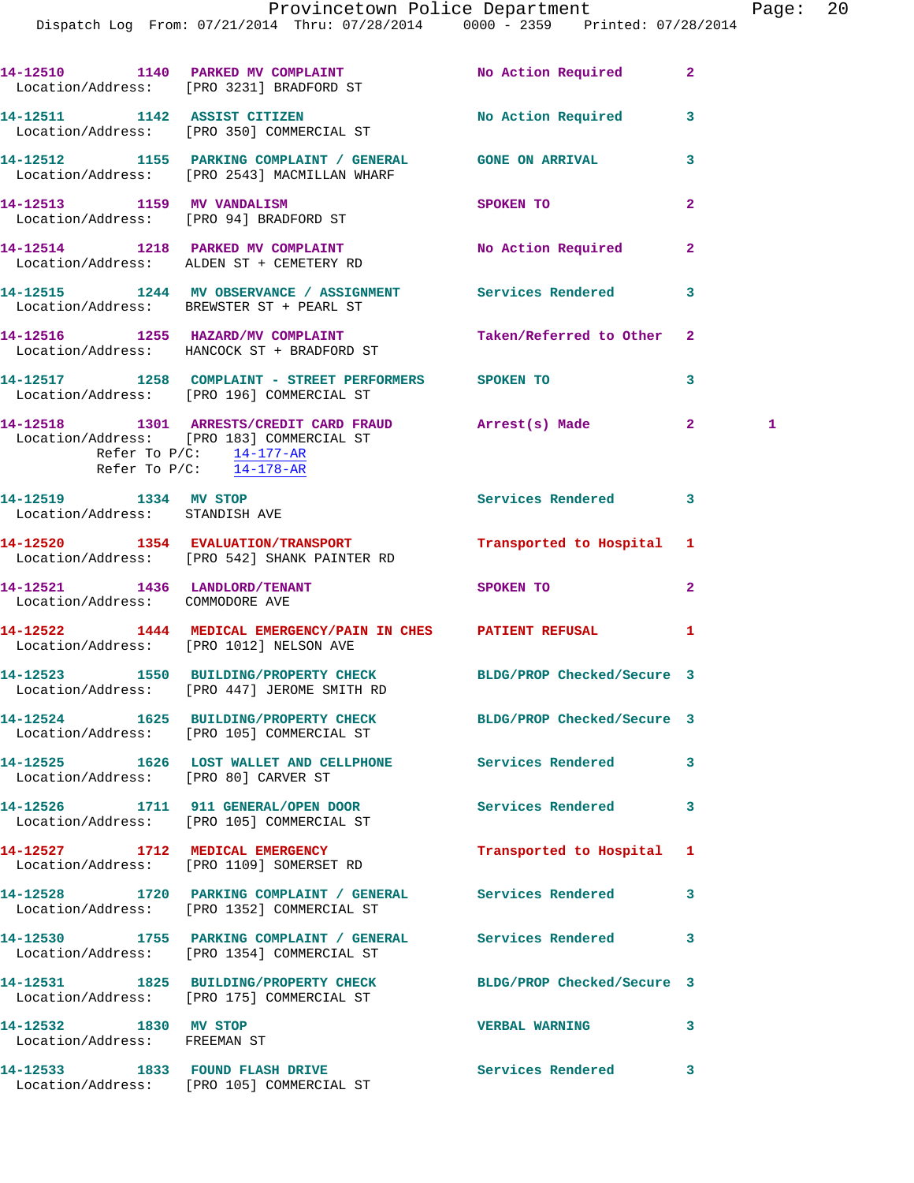14-12510 1140 PARKED MV COMPLAINT No Action Required 2
Location/Address: [PRO 3231] BRADFORD ST

14-12511 1142 ASSIST CITIZEN No Action Required 3
Location/Address: [PRO 350] COMMERCIAL ST

14-12512 1155 PARKING COMPLAINT / GENERAL GONE ON ARRIVAL 3
Location/Address: [PRO 2543] MACMILLAN WHARF

14-12513 1159 MV VANDALISM SPOKEN TO 2
Location/Address: [PRO 94] BRADFORD ST

14-12514 1218 PARKED MV COMPLAINT No Action Required 2
Location/Address: ALDEN ST + CEMETERY RD

14-12515 1244 MV OBSERVANCE / ASSIGNMENT Services Rendered 3
Location/Address: BREWSTER ST + PEARL ST

14-12516 1255 HAZARD/MV COMPLAINT Taken/Referred to Other 2
Location/Address: HANCOCK ST + BRADFORD ST

14-12517 1258 COMPLAINT - STREET PERFORMERS SPOKEN TO 3
Location/Address: [PRO 196] COMMERCIAL ST

14-12518 1301 ARRESTS/CREDIT CARD FRAUD Arrest(s) Made 2 1
Location/Address: [PRO 183] COMMERCIAL ST
Refer To P/C: 14-177-AR
Refer To P/C: 14-178-AR

14-12519 1334 MV STOP Services Rendered 3
Location/Address: STANDISH AVE

14-12520 1354 EVALUATION/TRANSPORT Transported to Hospital 1
Location/Address: [PRO 542] SHANK PAINTER RD

14-12521 1436 LANDLORD/TENANT SPOKEN TO 2
Location/Address: COMMODORE AVE

14-12522 1444 MEDICAL EMERGENCY/PAIN IN CHES PATIENT REFUSAL 1
Location/Address: [PRO 1012] NELSON AVE

14-12523 1550 BUILDING/PROPERTY CHECK BLDG/PROP Checked/Secure 3
Location/Address: [PRO 447] JEROME SMITH RD

14-12524 1625 BUILDING/PROPERTY CHECK BLDG/PROP Checked/Secure 3
Location/Address: [PRO 105] COMMERCIAL ST

14-12525 1626 LOST WALLET AND CELLPHONE Services Rendered 3
Location/Address: [PRO 80] CARVER ST

14-12526 1711 911 GENERAL/OPEN DOOR Services Rendered 3
Location/Address: [PRO 105] COMMERCIAL ST

14-12527 1712 MEDICAL EMERGENCY Transported to Hospital 1
Location/Address: [PRO 1109] SOMERSET RD

14-12528 1720 PARKING COMPLAINT / GENERAL Services Rendered 3
Location/Address: [PRO 1352] COMMERCIAL ST

14-12530 1755 PARKING COMPLAINT / GENERAL Services Rendered 3
Location/Address: [PRO 1354] COMMERCIAL ST

14-12531 1825 BUILDING/PROPERTY CHECK BLDG/PROP Checked/Secure 3
Location/Address: [PRO 175] COMMERCIAL ST

14-12532 1830 MV STOP VERBAL WARNING 3
Location/Address: FREEMAN ST

14-12533 1833 FOUND FLASH DRIVE Services Rendered 3
Location/Address: [PRO 105] COMMERCIAL ST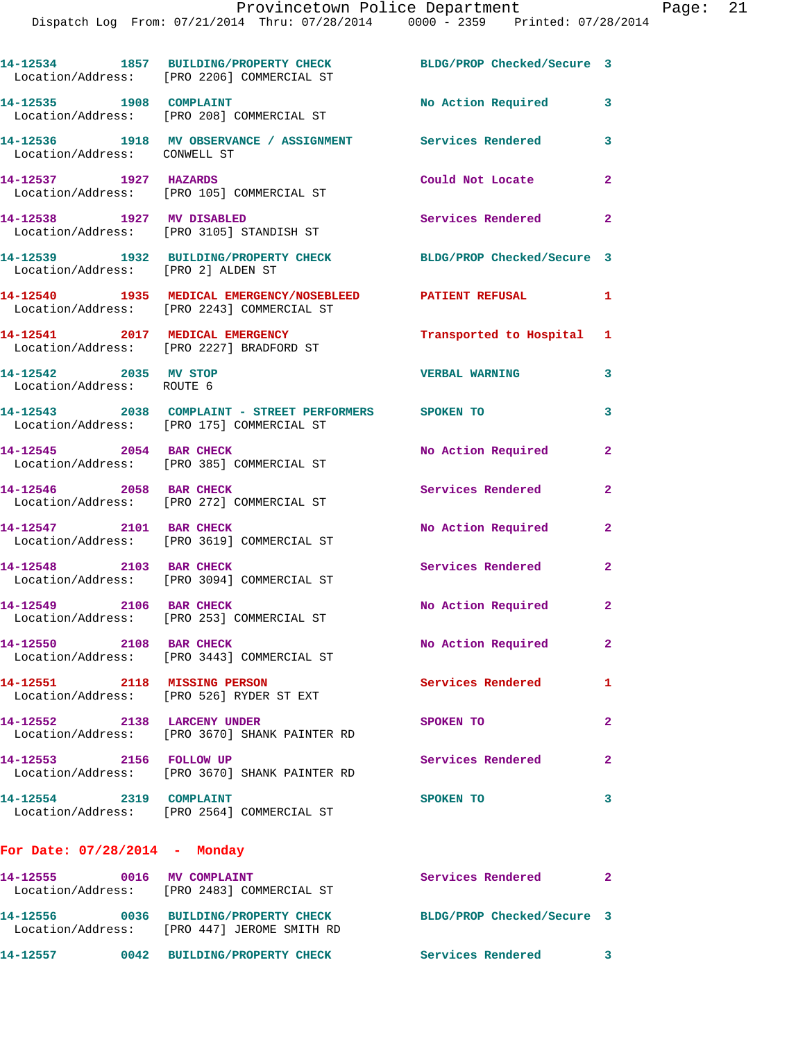14-12534 1857 BUILDING/PROPERTY CHECK BLDG/PROP Checked/Secure 3
Location/Address: [PRO 2206] COMMERCIAL ST

14-12535 1908 COMPLAINT No Action Required 3
Location/Address: [PRO 208] COMMERCIAL ST

14-12536 1918 MV OBSERVANCE / ASSIGNMENT Services Rendered 3
Location/Address: CONWELL ST

14-12537 1927 HAZARDS Could Not Locate 2
Location/Address: [PRO 105] COMMERCIAL ST

14-12538 1927 MV DISABLED Services Rendered 2
Location/Address: [PRO 3105] STANDISH ST

14-12539 1932 BUILDING/PROPERTY CHECK BLDG/PROP Checked/Secure 3
Location/Address: [PRO 2] ALDEN ST

14-12540 1935 MEDICAL EMERGENCY/NOSEBLEED PATIENT REFUSAL 1
Location/Address: [PRO 2243] COMMERCIAL ST

14-12541 2017 MEDICAL EMERGENCY Transported to Hospital 1
Location/Address: [PRO 2227] BRADFORD ST

14-12542 2035 MV STOP VERBAL WARNING 3
Location/Address: ROUTE 6

14-12543 2038 COMPLAINT - STREET PERFORMERS SPOKEN TO 3
Location/Address: [PRO 175] COMMERCIAL ST

14-12545 2054 BAR CHECK No Action Required 2
Location/Address: [PRO 385] COMMERCIAL ST

14-12546 2058 BAR CHECK Services Rendered 2
Location/Address: [PRO 272] COMMERCIAL ST

14-12547 2101 BAR CHECK No Action Required 2
Location/Address: [PRO 3619] COMMERCIAL ST

14-12548 2103 BAR CHECK Services Rendered 2
Location/Address: [PRO 3094] COMMERCIAL ST

14-12549 2106 BAR CHECK No Action Required 2
Location/Address: [PRO 253] COMMERCIAL ST

14-12550 2108 BAR CHECK No Action Required 2
Location/Address: [PRO 3443] COMMERCIAL ST

14-12551 2118 MISSING PERSON Services Rendered 1
Location/Address: [PRO 526] RYDER ST EXT

14-12552 2138 LARCENY UNDER SPOKEN TO 2
Location/Address: [PRO 3670] SHANK PAINTER RD

14-12553 2156 FOLLOW UP Services Rendered 2
Location/Address: [PRO 3670] SHANK PAINTER RD

14-12554 2319 COMPLAINT SPOKEN TO 3
Location/Address: [PRO 2564] COMMERCIAL ST

## For Date: 07/28/2014 - Monday

14-12555 0016 MV COMPLAINT Services Rendered 2
Location/Address: [PRO 2483] COMMERCIAL ST

14-12556 0036 BUILDING/PROPERTY CHECK BLDG/PROP Checked/Secure 3
Location/Address: [PRO 447] JEROME SMITH RD

14-12557 0042 BUILDING/PROPERTY CHECK Services Rendered 3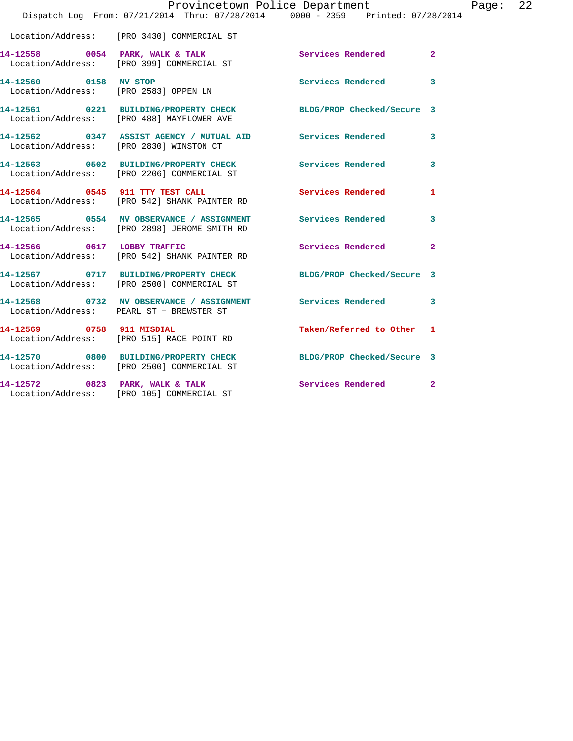Location/Address: [PRO 3430] COMMERCIAL ST

**14-12558 0054 PARK, WALK & TALK** Services Rendered 2
Location/Address: [PRO 399] COMMERCIAL ST

**14-12560 0158 MV STOP** Services Rendered 3
Location/Address: [PRO 2583] OPPEN LN

**14-12561 0221 BUILDING/PROPERTY CHECK** BLDG/PROP Checked/Secure 3
Location/Address: [PRO 488] MAYFLOWER AVE

**14-12562 0347 ASSIST AGENCY / MUTUAL AID** Services Rendered 3
Location/Address: [PRO 2830] WINSTON CT

**14-12563 0502 BUILDING/PROPERTY CHECK** Services Rendered 3
Location/Address: [PRO 2206] COMMERCIAL ST

**14-12564 0545 911 TTY TEST CALL** Services Rendered 1
Location/Address: [PRO 542] SHANK PAINTER RD

**14-12565 0554 MV OBSERVANCE / ASSIGNMENT** Services Rendered 3
Location/Address: [PRO 2898] JEROME SMITH RD

**14-12566 0617 LOBBY TRAFFIC** Services Rendered 2
Location/Address: [PRO 542] SHANK PAINTER RD

**14-12567 0717 BUILDING/PROPERTY CHECK** BLDG/PROP Checked/Secure 3
Location/Address: [PRO 2500] COMMERCIAL ST

**14-12568 0732 MV OBSERVANCE / ASSIGNMENT** Services Rendered 3
Location/Address: PEARL ST + BREWSTER ST

**14-12569 0758 911 MISDIAL** Taken/Referred to Other 1
Location/Address: [PRO 515] RACE POINT RD

**14-12570 0800 BUILDING/PROPERTY CHECK** BLDG/PROP Checked/Secure 3
Location/Address: [PRO 2500] COMMERCIAL ST

**14-12572 0823 PARK, WALK & TALK** Services Rendered 2
Location/Address: [PRO 105] COMMERCIAL ST